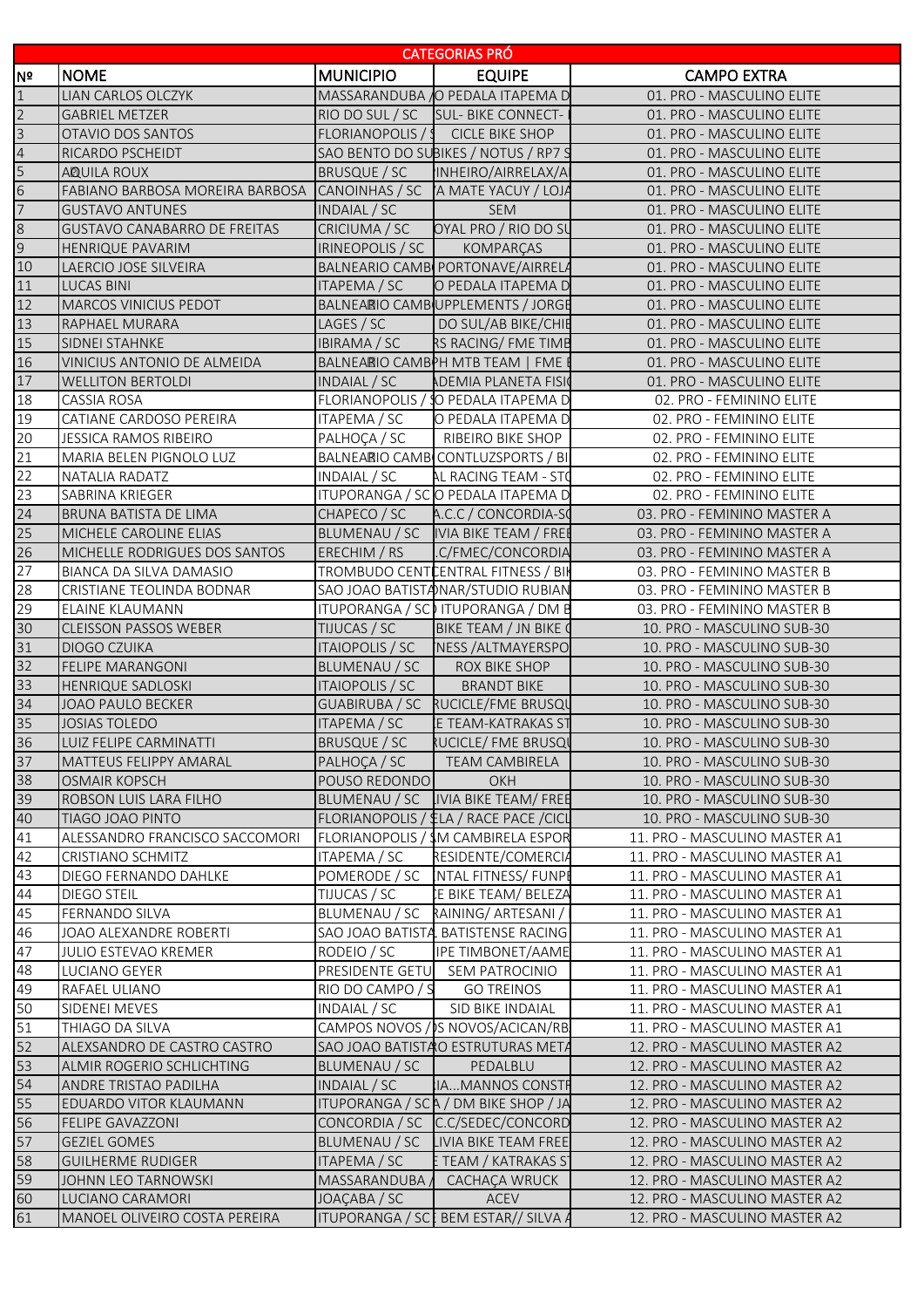| CATEGORIAS PRÓ | | | | |
|---|---|---|---|---|
| Nº | NOME | MUNICIPIO | EQUIPE | CAMPO EXTRA |
| 1 | LIAN CARLOS OLCZYK | MASSARANDUBA / | O PEDALA ITAPEMA D | 01. PRO - MASCULINO ELITE |
| 2 | GABRIEL METZER | RIO DO SUL / SC | SUL- BIKE CONNECT- | 01. PRO - MASCULINO ELITE |
| 3 | OTAVIO DOS SANTOS | FLORIANOPOLIS / S | CICLE BIKE SHOP | 01. PRO - MASCULINO ELITE |
| 4 | RICARDO PSCHEIDT | SAO BENTO DO SU | BIKES / NOTUS / RP7 S | 01. PRO - MASCULINO ELITE |
| 5 | AQUILA ROUX | BRUSQUE / SC | INHEIRO/AIRRELAX/A | 01. PRO - MASCULINO ELITE |
| 6 | FABIANO BARBOSA MOREIRA BARBOSA | CANOINHAS / SC | A MATE YACUY / LOJA | 01. PRO - MASCULINO ELITE |
| 7 | GUSTAVO ANTUNES | INDAIAL / SC | SEM | 01. PRO - MASCULINO ELITE |
| 8 | GUSTAVO CANABARRO DE FREITAS | CRICIUMA / SC | OYAL PRO / RIO DO SU | 01. PRO - MASCULINO ELITE |
| 9 | HENRIQUE PAVARIM | IRINEOPOLIS / SC | KOMPARÇAS | 01. PRO - MASCULINO ELITE |
| 10 | LAERCIO JOSE SILVEIRA | BALNEARIO CAMB | PORTONAVE/AIRRELA | 01. PRO - MASCULINO ELITE |
| 11 | LUCAS BINI | ITAPEMA / SC | O PEDALA ITAPEMA D | 01. PRO - MASCULINO ELITE |
| 12 | MARCOS VINICIUS PEDOT | BALNEARIO CAMB | UPPLEMENTS / JORGE | 01. PRO - MASCULINO ELITE |
| 13 | RAPHAEL MURARA | LAGES / SC | DO SUL/AB BIKE/CHIE | 01. PRO - MASCULINO ELITE |
| 15 | SIDNEI STAHNKE | IBIRAMA / SC | RS RACING/ FME TIMB | 01. PRO - MASCULINO ELITE |
| 16 | VINICIUS ANTONIO DE ALMEIDA | BALNEARIO CAMB | PH MTB TEAM \| FME | 01. PRO - MASCULINO ELITE |
| 17 | WELLITON BERTOLDI | INDAIAL / SC | ADEMIA PLANETA FISI | 01. PRO - MASCULINO ELITE |
| 18 | CASSIA ROSA | FLORIANOPOLIS / S | O PEDALA ITAPEMA D | 02. PRO - FEMININO ELITE |
| 19 | CATIANE CARDOSO PEREIRA | ITAPEMA / SC | O PEDALA ITAPEMA D | 02. PRO - FEMININO ELITE |
| 20 | JESSICA RAMOS RIBEIRO | PALHOÇA / SC | RIBEIRO BIKE SHOP | 02. PRO - FEMININO ELITE |
| 21 | MARIA BELEN PIGNOLO LUZ | BALNEARIO CAMB | CONTLUZSPORTS / BI | 02. PRO - FEMININO ELITE |
| 22 | NATALIA RADATZ | INDAIAL / SC | AL RACING TEAM - STO | 02. PRO - FEMININO ELITE |
| 23 | SABRINA KRIEGER | ITUPORANGA / SC | O PEDALA ITAPEMA D | 02. PRO - FEMININO ELITE |
| 24 | BRUNA BATISTA DE LIMA | CHAPECO / SC | A.C.C / CONCORDIA-SC | 03. PRO - FEMININO MASTER A |
| 25 | MICHELE CAROLINE ELIAS | BLUMENAU / SC | IVIA BIKE TEAM / FREE | 03. PRO - FEMININO MASTER A |
| 26 | MICHELLE RODRIGUES DOS SANTOS | ERECHIM / RS | .C/FMEC/CONCORDIA | 03. PRO - FEMININO MASTER A |
| 27 | BIANCA DA SILVA DAMASIO | TROMBUDO CENT | CENTRAL FITNESS / BIK | 03. PRO - FEMININO MASTER B |
| 28 | CRISTIANE TEOLINDA BODNAR | SAO JOAO BATISTA | ONAR/STUDIO RUBIAN | 03. PRO - FEMININO MASTER B |
| 29 | ELAINE KLAUMANN | ITUPORANGA / SC | ITUPORANGA / DM B | 03. PRO - FEMININO MASTER B |
| 30 | CLEISSON PASSOS WEBER | TIJUCAS / SC | BIKE TEAM / JN BIKE | 10. PRO - MASCULINO SUB-30 |
| 31 | DIOGO CZUIKA | ITAIOPOLIS / SC | NESS /ALTMAYERSPO | 10. PRO - MASCULINO SUB-30 |
| 32 | FELIPE MARANGONI | BLUMENAU / SC | ROX BIKE SHOP | 10. PRO - MASCULINO SUB-30 |
| 33 | HENRIQUE SADLOSKI | ITAIOPOLIS / SC | BRANDT BIKE | 10. PRO - MASCULINO SUB-30 |
| 34 | JOAO PAULO BECKER | GUABIRUBA / SC | RUCICLE/FME BRUSQU | 10. PRO - MASCULINO SUB-30 |
| 35 | JOSIAS TOLEDO | ITAPEMA / SC | E TEAM-KATRAKAS ST | 10. PRO - MASCULINO SUB-30 |
| 36 | LUIZ FELIPE CARMINATTI | BRUSQUE / SC | RUCICLE/ FME BRUSQU | 10. PRO - MASCULINO SUB-30 |
| 37 | MATTEUS FELIPPY AMARAL | PALHOÇA / SC | TEAM CAMBIRELA | 10. PRO - MASCULINO SUB-30 |
| 38 | OSMAIR KOPSCH | POUSO REDONDO | OKH | 10. PRO - MASCULINO SUB-30 |
| 39 | ROBSON LUIS LARA FILHO | BLUMENAU / SC | IVIA BIKE TEAM/ FREE | 10. PRO - MASCULINO SUB-30 |
| 40 | TIAGO JOAO PINTO | FLORIANOPOLIS / S | LA / RACE PACE /CICL | 10. PRO - MASCULINO SUB-30 |
| 41 | ALESSANDRO FRANCISCO SACCOMORI | FLORIANOPOLIS / S | M CAMBIRELA ESPOR | 11. PRO - MASCULINO MASTER A1 |
| 42 | CRISTIANO SCHMITZ | ITAPEMA / SC | RESIDENTE/COMERCIA | 11. PRO - MASCULINO MASTER A1 |
| 43 | DIEGO FERNANDO DAHLKE | POMERODE / SC | NTAL FITNESS/ FUNPE | 11. PRO - MASCULINO MASTER A1 |
| 44 | DIEGO STEIL | TIJUCAS / SC | E BIKE TEAM/ BELEZA | 11. PRO - MASCULINO MASTER A1 |
| 45 | FERNANDO SILVA | BLUMENAU / SC | RAINING/ ARTESANI / | 11. PRO - MASCULINO MASTER A1 |
| 46 | JOAO ALEXANDRE ROBERTI | SAO JOAO BATISTA | BATISTENSE RACING | 11. PRO - MASCULINO MASTER A1 |
| 47 | JULIO ESTEVAO KREMER | RODEIO / SC | IPE TIMBONET/AAME | 11. PRO - MASCULINO MASTER A1 |
| 48 | LUCIANO GEYER | PRESIDENTE GETU | SEM PATROCINIO | 11. PRO - MASCULINO MASTER A1 |
| 49 | RAFAEL ULIANO | RIO DO CAMPO / S | GO TREINOS | 11. PRO - MASCULINO MASTER A1 |
| 50 | SIDENEI MEVES | INDAIAL / SC | SID BIKE INDAIAL | 11. PRO - MASCULINO MASTER A1 |
| 51 | THIAGO DA SILVA | CAMPOS NOVOS / | S NOVOS/ACICAN/RB | 11. PRO - MASCULINO MASTER A1 |
| 52 | ALEXSANDRO DE CASTRO CASTRO | SAO JOAO BATISTA | O ESTRUTURAS META | 12. PRO - MASCULINO MASTER A2 |
| 53 | ALMIR ROGERIO SCHLICHTING | BLUMENAU / SC | PEDALBLU | 12. PRO - MASCULINO MASTER A2 |
| 54 | ANDRE TRISTAO PADILHA | INDAIAL / SC | IA...MANNOS CONSTR | 12. PRO - MASCULINO MASTER A2 |
| 55 | EDUARDO VITOR KLAUMANN | ITUPORANGA / SC | A / DM BIKE SHOP / JA | 12. PRO - MASCULINO MASTER A2 |
| 56 | FELIPE GAVAZZONI | CONCORDIA / SC | C.C/SEDEC/CONCORD | 12. PRO - MASCULINO MASTER A2 |
| 57 | GEZIEL GOMES | BLUMENAU / SC | LIVIA BIKE TEAM FREE | 12. PRO - MASCULINO MASTER A2 |
| 58 | GUILHERME RUDIGER | ITAPEMA / SC | E TEAM / KATRAKAS S | 12. PRO - MASCULINO MASTER A2 |
| 59 | JOHNN LEO TARNOWSKI | MASSARANDUBA / | CACHAÇA WRUCK | 12. PRO - MASCULINO MASTER A2 |
| 60 | LUCIANO CARAMORI | JOAÇABA / SC | ACEV | 12. PRO - MASCULINO MASTER A2 |
| 61 | MANOEL OLIVEIRO COSTA PEREIRA | ITUPORANGA / SC | BEM ESTAR// SILVA A | 12. PRO - MASCULINO MASTER A2 |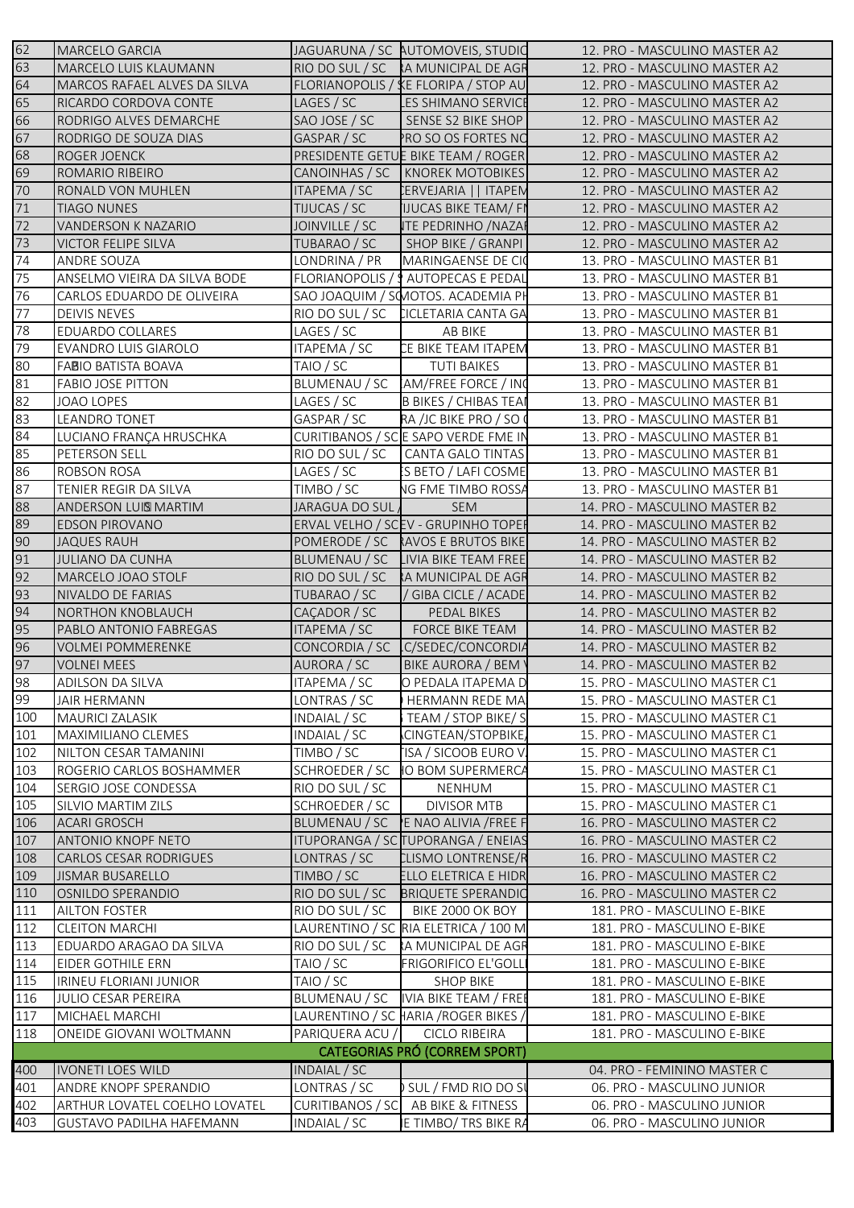| | | | | |
|---|---|---|---|---|
| 62 | MARCELO GARCIA | JAGUARUNA / SC | AUTOMOVEIS, STUDIO | 12. PRO - MASCULINO MASTER A2 |
| 63 | MARCELO LUIS KLAUMANN | RIO DO SUL / SC | RA MUNICIPAL DE AGR | 12. PRO - MASCULINO MASTER A2 |
| 64 | MARCOS RAFAEL ALVES DA SILVA | FLORIANOPOLIS / | KE FLORIPA / STOP AU | 12. PRO - MASCULINO MASTER A2 |
| 65 | RICARDO CORDOVA CONTE | LAGES / SC | ES SHIMANO SERVICE | 12. PRO - MASCULINO MASTER A2 |
| 66 | RODRIGO ALVES DEMARCHE | SAO JOSE / SC | SENSE S2 BIKE SHOP | 12. PRO - MASCULINO MASTER A2 |
| 67 | RODRIGO DE SOUZA DIAS | GASPAR / SC | PRO SO OS FORTES NO | 12. PRO - MASCULINO MASTER A2 |
| 68 | ROGER JOENCK | PRESIDENTE GETUL | E BIKE TEAM / ROGER | 12. PRO - MASCULINO MASTER A2 |
| 69 | ROMARIO RIBEIRO | CANOINHAS / SC | KNOREK MOTOBIKES | 12. PRO - MASCULINO MASTER A2 |
| 70 | RONALD VON MUHLEN | ITAPEMA / SC | CERVEJARIA \|\| ITAPEM | 12. PRO - MASCULINO MASTER A2 |
| 71 | TIAGO NUNES | TIJUCAS / SC | IJUCAS BIKE TEAM/ FI | 12. PRO - MASCULINO MASTER A2 |
| 72 | VANDERSON K NAZARIO | JOINVILLE / SC | NTE PEDRINHO /NAZAI | 12. PRO - MASCULINO MASTER A2 |
| 73 | VICTOR FELIPE SILVA | TUBARAO / SC | SHOP BIKE / GRANPI | 12. PRO - MASCULINO MASTER A2 |
| 74 | ANDRE SOUZA | LONDRINA / PR | MARINGAENSE DE CIC | 13. PRO - MASCULINO MASTER B1 |
| 75 | ANSELMO VIEIRA DA SILVA BODE | FLORIANOPOLIS / | AUTOPECAS E PEDAL | 13. PRO - MASCULINO MASTER B1 |
| 76 | CARLOS EDUARDO DE OLIVEIRA | SAO JOAQUIM / SC | MOTOS. ACADEMIA PH | 13. PRO - MASCULINO MASTER B1 |
| 77 | DEIVIS NEVES | RIO DO SUL / SC | CICLETARIA CANTA GA | 13. PRO - MASCULINO MASTER B1 |
| 78 | EDUARDO COLLARES | LAGES / SC | AB BIKE | 13. PRO - MASCULINO MASTER B1 |
| 79 | EVANDRO LUIS GIAROLO | ITAPEMA / SC | CE BIKE TEAM ITAPEM | 13. PRO - MASCULINO MASTER B1 |
| 80 | FABIO BATISTA BOAVA | TAIO / SC | TUTI BAIKES | 13. PRO - MASCULINO MASTER B1 |
| 81 | FABIO JOSE PITTON | BLUMENAU / SC | AM/FREE FORCE / INC | 13. PRO - MASCULINO MASTER B1 |
| 82 | JOAO LOPES | LAGES / SC | B BIKES / CHIBAS TEAI | 13. PRO - MASCULINO MASTER B1 |
| 83 | LEANDRO TONET | GASPAR / SC | RA /JC BIKE PRO / SO ( | 13. PRO - MASCULINO MASTER B1 |
| 84 | LUCIANO FRANÇA HRUSCHKA | CURITIBANOS / SC | E SAPO VERDE FME IN | 13. PRO - MASCULINO MASTER B1 |
| 85 | PETERSON SELL | RIO DO SUL / SC | CANTA GALO TINTAS | 13. PRO - MASCULINO MASTER B1 |
| 86 | ROBSON ROSA | LAGES / SC | S BETO / LAFI COSME | 13. PRO - MASCULINO MASTER B1 |
| 87 | TENIER REGIR DA SILVA | TIMBO / SC | NG FME TIMBO ROSSA | 13. PRO - MASCULINO MASTER B1 |
| 88 | ANDERSON LUIS MARTIM | JARAGUA DO SUL / | SEM | 14. PRO - MASCULINO MASTER B2 |
| 89 | EDSON PIROVANO | ERVAL VELHO / SC | EV - GRUPINHO TOPEI | 14. PRO - MASCULINO MASTER B2 |
| 90 | JAQUES RAUH | POMERODE / SC | RAVOS E BRUTOS BIKE | 14. PRO - MASCULINO MASTER B2 |
| 91 | JULIANO DA CUNHA | BLUMENAU / SC | LIVIA BIKE TEAM FREE | 14. PRO - MASCULINO MASTER B2 |
| 92 | MARCELO JOAO STOLF | RIO DO SUL / SC | RA MUNICIPAL DE AGR | 14. PRO - MASCULINO MASTER B2 |
| 93 | NIVALDO DE FARIAS | TUBARAO / SC | / GIBA CICLE / ACADE | 14. PRO - MASCULINO MASTER B2 |
| 94 | NORTHON KNOBLAUCH | CAÇADOR / SC | PEDAL BIKES | 14. PRO - MASCULINO MASTER B2 |
| 95 | PABLO ANTONIO FABREGAS | ITAPEMA / SC | FORCE BIKE TEAM | 14. PRO - MASCULINO MASTER B2 |
| 96 | VOLMEI POMMERENKE | CONCORDIA / SC | C/SEDEC/CONCORDIA | 14. PRO - MASCULINO MASTER B2 |
| 97 | VOLNEI MEES | AURORA / SC | BIKE AURORA / BEM | 14. PRO - MASCULINO MASTER B2 |
| 98 | ADILSON DA SILVA | ITAPEMA / SC | O PEDALA ITAPEMA D | 15. PRO - MASCULINO MASTER C1 |
| 99 | JAIR HERMANN | LONTRAS / SC | HERMANN REDE MA | 15. PRO - MASCULINO MASTER C1 |
| 100 | MAURICI ZALASIK | INDAIAL / SC | TEAM / STOP BIKE/ S | 15. PRO - MASCULINO MASTER C1 |
| 101 | MAXIMILIANO CLEMES | INDAIAL / SC | CINGTEAN/STOPBIKE/ | 15. PRO - MASCULINO MASTER C1 |
| 102 | NILTON CESAR TAMANINI | TIMBO / SC | ISA / SICOOB EURO V | 15. PRO - MASCULINO MASTER C1 |
| 103 | ROGERIO CARLOS BOSHAMMER | SCHROEDER / SC | IO BOM SUPERMERCA | 15. PRO - MASCULINO MASTER C1 |
| 104 | SERGIO JOSE CONDESSA | RIO DO SUL / SC | NENHUM | 15. PRO - MASCULINO MASTER C1 |
| 105 | SILVIO MARTIM ZILS | SCHROEDER / SC | DIVISOR MTB | 15. PRO - MASCULINO MASTER C1 |
| 106 | ACARI GROSCH | BLUMENAU / SC | E NAO ALIVIA /FREE F | 16. PRO - MASCULINO MASTER C2 |
| 107 | ANTONIO KNOPF NETO | ITUPORANGA / SC | TUPORANGA / ENEIAS | 16. PRO - MASCULINO MASTER C2 |
| 108 | CARLOS CESAR RODRIGUES | LONTRAS / SC | CLISMO LONTRENSE/R | 16. PRO - MASCULINO MASTER C2 |
| 109 | JISMAR BUSARELLO | TIMBO / SC | ELLO ELETRICA E HIDR | 16. PRO - MASCULINO MASTER C2 |
| 110 | OSNILDO SPERANDIO | RIO DO SUL / SC | BRIQUETE SPERANDIO | 16. PRO - MASCULINO MASTER C2 |
| 111 | AILTON FOSTER | RIO DO SUL / SC | BIKE 2000 OK BOY | 181. PRO - MASCULINO E-BIKE |
| 112 | CLEITON MARCHI | LAURENTINO / SC | RIA ELETRICA / 100 M | 181. PRO - MASCULINO E-BIKE |
| 113 | EDUARDO ARAGAO DA SILVA | RIO DO SUL / SC | RA MUNICIPAL DE AGR | 181. PRO - MASCULINO E-BIKE |
| 114 | EIDER GOTHILE ERN | TAIO / SC | FRIGORIFICO EL'GOLL | 181. PRO - MASCULINO E-BIKE |
| 115 | IRINEU FLORIANI JUNIOR | TAIO / SC | SHOP BIKE | 181. PRO - MASCULINO E-BIKE |
| 116 | JULIO CESAR PEREIRA | BLUMENAU / SC | IVIA BIKE TEAM / FREE | 181. PRO - MASCULINO E-BIKE |
| 117 | MICHAEL MARCHI | LAURENTINO / SC | HARIA /ROGER BIKES / | 181. PRO - MASCULINO E-BIKE |
| 118 | ONEIDE GIOVANI WOLTMANN | PARIQUERA ACU / | CICLO RIBEIRA | 181. PRO - MASCULINO E-BIKE |
| | | | CATEGORIAS PRÓ (CORREM SPORT) | |
| 400 | IVONETI LOES WILD | INDAIAL / SC | | 04. PRO - FEMININO MASTER C |
| 401 | ANDRE KNOPF SPERANDIO | LONTRAS / SC | SUL / FMD RIO DO SU | 06. PRO - MASCULINO JUNIOR |
| 402 | ARTHUR LOVATEL COELHO LOVATEL | CURITIBANOS / SC | AB BIKE & FITNESS | 06. PRO - MASCULINO JUNIOR |
| 403 | GUSTAVO PADILHA HAFEMANN | INDAIAL / SC | E TIMBO/ TRS BIKE RA | 06. PRO - MASCULINO JUNIOR |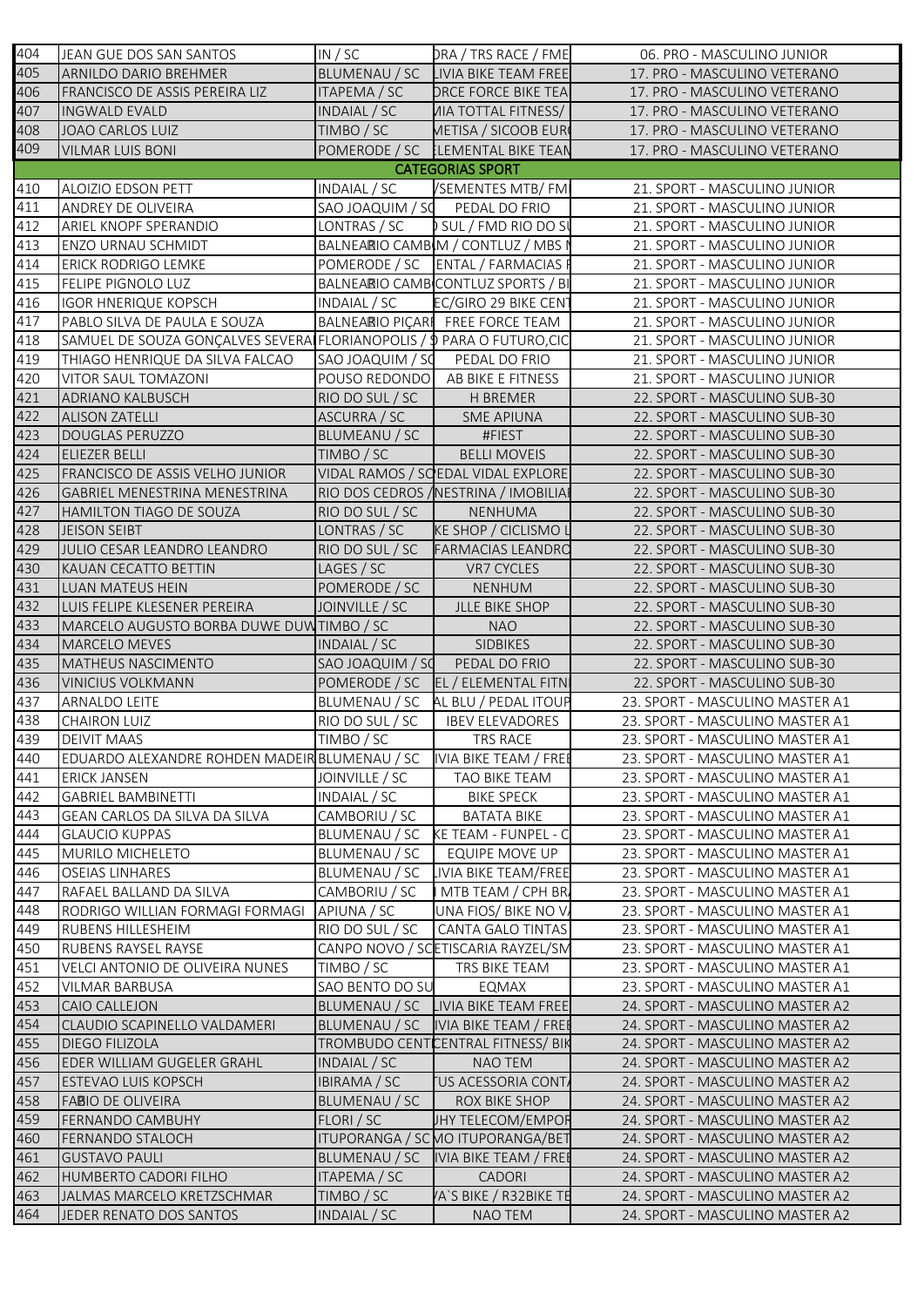| 404 | JEAN GUE DOS SAN SANTOS | IN / SC | DRA / TRS RACE / FME | 06. PRO - MASCULINO JUNIOR |
|---|---|---|---|---|
| 405 | ARNILDO DARIO BREHMER | BLUMENAU / SC | LIVIA BIKE TEAM FREE | 17. PRO - MASCULINO VETERANO |
| 406 | FRANCISCO DE ASSIS PEREIRA LIZ | ITAPEMA / SC | DRCE FORCE BIKE TEA | 17. PRO - MASCULINO VETERANO |
| 407 | INGWALD EVALD | INDAIAL / SC | MIA TOTTAL FITNESS/ | 17. PRO - MASCULINO VETERANO |
| 408 | JOAO CARLOS LUIZ | TIMBO / SC | METISA / SICOOB EUR | 17. PRO - MASCULINO VETERANO |
| 409 | VILMAR LUIS BONI | POMERODE / SC | ELEMENTAL BIKE TEAN | 17. PRO - MASCULINO VETERANO |
| | | | **CATEGORIAS SPORT** | |
| 410 | ALOIZIO EDSON PETT | INDAIAL / SC | /SEMENTES MTB/ FM | 21. SPORT - MASCULINO JUNIOR |
| 411 | ANDREY DE OLIVEIRA | SAO JOAQUIM / SC | PEDAL DO FRIO | 21. SPORT - MASCULINO JUNIOR |
| 412 | ARIEL KNOPF SPERANDIO | LONTRAS / SC | SUL / FMD RIO DO SU | 21. SPORT - MASCULINO JUNIOR |
| 413 | ENZO URNAU SCHMIDT | BALNEARIO CAMB | M / CONTLUZ / MBS | 21. SPORT - MASCULINO JUNIOR |
| 414 | ERICK RODRIGO LEMKE | POMERODE / SC | ENTAL / FARMACIAS | 21. SPORT - MASCULINO JUNIOR |
| 415 | FELIPE PIGNOLO LUZ | BALNEARIO CAMB | CONTLUZ SPORTS / BI | 21. SPORT - MASCULINO JUNIOR |
| 416 | IGOR HNERIQUE KOPSCH | INDAIAL / SC | EC/GIRO 29 BIKE CEN | 21. SPORT - MASCULINO JUNIOR |
| 417 | PABLO SILVA DE PAULA E SOUZA | BALNEARIO PIÇARI | FREE FORCE TEAM | 21. SPORT - MASCULINO JUNIOR |
| 418 | SAMUEL DE SOUZA GONÇALVES SEVERA | FLORIANOPOLIS / | PARA O FUTURO,CIC | 21. SPORT - MASCULINO JUNIOR |
| 419 | THIAGO HENRIQUE DA SILVA FALCAO | SAO JOAQUIM / SC | PEDAL DO FRIO | 21. SPORT - MASCULINO JUNIOR |
| 420 | VITOR SAUL TOMAZONI | POUSO REDONDO | AB BIKE E FITNESS | 21. SPORT - MASCULINO JUNIOR |
| 421 | ADRIANO KALBUSCH | RIO DO SUL / SC | H BREMER | 22. SPORT - MASCULINO SUB-30 |
| 422 | ALISON ZATELLI | ASCURRA / SC | SME APIUNA | 22. SPORT - MASCULINO SUB-30 |
| 423 | DOUGLAS PERUZZO | BLUMEANU / SC | #FIEST | 22. SPORT - MASCULINO SUB-30 |
| 424 | ELIEZER BELLI | TIMBO / SC | BELLI MOVEIS | 22. SPORT - MASCULINO SUB-30 |
| 425 | FRANCISCO DE ASSIS VELHO JUNIOR | VIDAL RAMOS / SC | EDAL VIDAL EXPLORE | 22. SPORT - MASCULINO SUB-30 |
| 426 | GABRIEL MENESTRINA MENESTRINA | RIO DOS CEDROS / | NESTRINA / IMOBILIA | 22. SPORT - MASCULINO SUB-30 |
| 427 | HAMILTON TIAGO DE SOUZA | RIO DO SUL / SC | NENHUMA | 22. SPORT - MASCULINO SUB-30 |
| 428 | JEISON SEIBT | LONTRAS / SC | KE SHOP / CICLISMO L | 22. SPORT - MASCULINO SUB-30 |
| 429 | JULIO CESAR LEANDRO LEANDRO | RIO DO SUL / SC | FARMACIAS LEANDRO | 22. SPORT - MASCULINO SUB-30 |
| 430 | KAUAN CECATTO BETTIN | LAGES / SC | VR7 CYCLES | 22. SPORT - MASCULINO SUB-30 |
| 431 | LUAN MATEUS HEIN | POMERODE / SC | NENHUM | 22. SPORT - MASCULINO SUB-30 |
| 432 | LUIS FELIPE KLESENER PEREIRA | JOINVILLE / SC | JLLE BIKE SHOP | 22. SPORT - MASCULINO SUB-30 |
| 433 | MARCELO AUGUSTO BORBA DUWE DUW | TIMBO / SC | NAO | 22. SPORT - MASCULINO SUB-30 |
| 434 | MARCELO MEVES | INDAIAL / SC | SIDBIKES | 22. SPORT - MASCULINO SUB-30 |
| 435 | MATHEUS NASCIMENTO | SAO JOAQUIM / SC | PEDAL DO FRIO | 22. SPORT - MASCULINO SUB-30 |
| 436 | VINICIUS VOLKMANN | POMERODE / SC | EL / ELEMENTAL FITN | 22. SPORT - MASCULINO SUB-30 |
| 437 | ARNALDO LEITE | BLUMENAU / SC | AL BLU / PEDAL ITOUP | 23. SPORT - MASCULINO MASTER A1 |
| 438 | CHAIRON LUIZ | RIO DO SUL / SC | IBEV ELEVADORES | 23. SPORT - MASCULINO MASTER A1 |
| 439 | DEIVIT MAAS | TIMBO / SC | TRS RACE | 23. SPORT - MASCULINO MASTER A1 |
| 440 | EDUARDO ALEXANDRE ROHDEN MADEIR | BLUMENAU / SC | IVIA BIKE TEAM / FREE | 23. SPORT - MASCULINO MASTER A1 |
| 441 | ERICK JANSEN | JOINVILLE / SC | TAO BIKE TEAM | 23. SPORT - MASCULINO MASTER A1 |
| 442 | GABRIEL BAMBINETTI | INDAIAL / SC | BIKE SPECK | 23. SPORT - MASCULINO MASTER A1 |
| 443 | GEAN CARLOS DA SILVA DA SILVA | CAMBORIU / SC | BATATA BIKE | 23. SPORT - MASCULINO MASTER A1 |
| 444 | GLAUCIO KUPPAS | BLUMENAU / SC | KE TEAM - FUNPEL - C | 23. SPORT - MASCULINO MASTER A1 |
| 445 | MURILO MICHELETO | BLUMENAU / SC | EQUIPE MOVE UP | 23. SPORT - MASCULINO MASTER A1 |
| 446 | OSEIAS LINHARES | BLUMENAU / SC | LIVIA BIKE TEAM/FREE | 23. SPORT - MASCULINO MASTER A1 |
| 447 | RAFAEL BALLAND DA SILVA | CAMBORIU / SC | MTB TEAM / CPH BR | 23. SPORT - MASCULINO MASTER A1 |
| 448 | RODRIGO WILLIAN FORMAGI FORMAGI | APIUNA / SC | UNA FIOS/ BIKE NO V | 23. SPORT - MASCULINO MASTER A1 |
| 449 | RUBENS HILLESHEIM | RIO DO SUL / SC | CANTA GALO TINTAS | 23. SPORT - MASCULINO MASTER A1 |
| 450 | RUBENS RAYSEL RAYSE | CANPO NOVO / SC | ETISCARIA RAYZEL/SM | 23. SPORT - MASCULINO MASTER A1 |
| 451 | VELCI ANTONIO DE OLIVEIRA NUNES | TIMBO / SC | TRS BIKE TEAM | 23. SPORT - MASCULINO MASTER A1 |
| 452 | VILMAR BARBUSA | SAO BENTO DO SU | EQMAX | 23. SPORT - MASCULINO MASTER A1 |
| 453 | CAIO CALLEJON | BLUMENAU / SC | LIVIA BIKE TEAM FREE | 24. SPORT - MASCULINO MASTER A2 |
| 454 | CLAUDIO SCAPINELLO VALDAMERI | BLUMENAU / SC | IVIA BIKE TEAM / FREE | 24. SPORT - MASCULINO MASTER A2 |
| 455 | DIEGO FILIZOLA | TROMBUDO CENT | CENTRAL FITNESS/ BIK | 24. SPORT - MASCULINO MASTER A2 |
| 456 | EDER WILLIAM GUGELER GRAHL | INDAIAL / SC | NAO TEM | 24. SPORT - MASCULINO MASTER A2 |
| 457 | ESTEVAO LUIS KOPSCH | IBIRAMA / SC | US ACESSORIA CONT | 24. SPORT - MASCULINO MASTER A2 |
| 458 | FABIO DE OLIVEIRA | BLUMENAU / SC | ROX BIKE SHOP | 24. SPORT - MASCULINO MASTER A2 |
| 459 | FERNANDO CAMBUHY | FLORI / SC | HY TELECOM/EMPOR | 24. SPORT - MASCULINO MASTER A2 |
| 460 | FERNANDO STALOCH | ITUPORANGA / SC | MO ITUPORANGA/BET | 24. SPORT - MASCULINO MASTER A2 |
| 461 | GUSTAVO PAULI | BLUMENAU / SC | IVIA BIKE TEAM / FREE | 24. SPORT - MASCULINO MASTER A2 |
| 462 | HUMBERTO CADORI FILHO | ITAPEMA / SC | CADORI | 24. SPORT - MASCULINO MASTER A2 |
| 463 | JALMAS MARCELO KRETZSCHMAR | TIMBO / SC | A`S BIKE / R32BIKE TE | 24. SPORT - MASCULINO MASTER A2 |
| 464 | JEDER RENATO DOS SANTOS | INDAIAL / SC | NAO TEM | 24. SPORT - MASCULINO MASTER A2 |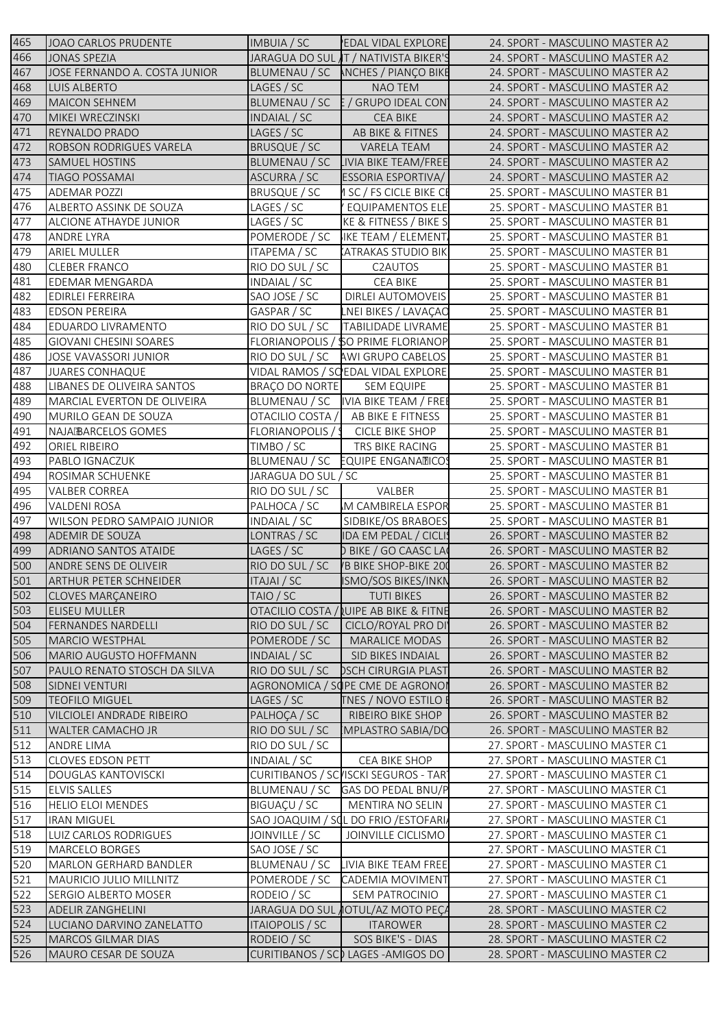| 465 | JOAO CARLOS PRUDENTE | IMBUIA / SC | EDAL VIDAL EXPLORE | 24. SPORT - MASCULINO MASTER A2 |
|---|---|---|---|---|
| 466 | JONAS SPEZIA | JARAGUA DO SUL | T / NATIVISTA BIKER'S | 24. SPORT - MASCULINO MASTER A2 |
| 467 | JOSE FERNANDO A. COSTA JUNIOR | BLUMENAU / SC | NCHES / PIANÇO BIKE | 24. SPORT - MASCULINO MASTER A2 |
| 468 | LUIS ALBERTO | LAGES / SC | NAO TEM | 24. SPORT - MASCULINO MASTER A2 |
| 469 | MAICON SEHNEM | BLUMENAU / SC | / GRUPO IDEAL CON | 24. SPORT - MASCULINO MASTER A2 |
| 470 | MIKEI WRECZINSKI | INDAIAL / SC | CEA BIKE | 24. SPORT - MASCULINO MASTER A2 |
| 471 | REYNALDO PRADO | LAGES / SC | AB BIKE & FITNES | 24. SPORT - MASCULINO MASTER A2 |
| 472 | ROBSON RODRIGUES VARELA | BRUSQUE / SC | VARELA TEAM | 24. SPORT - MASCULINO MASTER A2 |
| 473 | SAMUEL HOSTINS | BLUMENAU / SC | IVIA BIKE TEAM/FREE | 24. SPORT - MASCULINO MASTER A2 |
| 474 | TIAGO POSSAMAI | ASCURRA / SC | ESSORIA ESPORTIVA/ | 24. SPORT - MASCULINO MASTER A2 |
| 475 | ADEMAR POZZI | BRUSQUE / SC | SC / FS CICLE BIKE C | 25. SPORT - MASCULINO MASTER B1 |
| 476 | ALBERTO ASSINK DE SOUZA | LAGES / SC | EQUIPAMENTOS ELE | 25. SPORT - MASCULINO MASTER B1 |
| 477 | ALCIONE ATHAYDE JUNIOR | LAGES / SC | KE & FITNESS / BIKE S | 25. SPORT - MASCULINO MASTER B1 |
| 478 | ANDRE LYRA | POMERODE / SC | IKE TEAM / ELEMENT | 25. SPORT - MASCULINO MASTER B1 |
| 479 | ARIEL MULLER | ITAPEMA / SC | ATRAKAS STUDIO BIK | 25. SPORT - MASCULINO MASTER B1 |
| 480 | CLEBER FRANCO | RIO DO SUL / SC | C2AUTOS | 25. SPORT - MASCULINO MASTER B1 |
| 481 | EDEMAR MENGARDA | INDAIAL / SC | CEA BIKE | 25. SPORT - MASCULINO MASTER B1 |
| 482 | EDIRLEI FERREIRA | SAO JOSE / SC | DIRLEI AUTOMOVEIS | 25. SPORT - MASCULINO MASTER B1 |
| 483 | EDSON PEREIRA | GASPAR / SC | NEI BIKES / LAVAÇAO | 25. SPORT - MASCULINO MASTER B1 |
| 484 | EDUARDO LIVRAMENTO | RIO DO SUL / SC | TABILIDADE LIVRAME | 25. SPORT - MASCULINO MASTER B1 |
| 485 | GIOVANI CHESINI SOARES | FLORIANOPOLIS / | O PRIME FLORIANOP | 25. SPORT - MASCULINO MASTER B1 |
| 486 | JOSE VAVASSORI JUNIOR | RIO DO SUL / SC | AWI GRUPO CABELOS | 25. SPORT - MASCULINO MASTER B1 |
| 487 | JUARES CONHAQUE | VIDAL RAMOS / SC | EDAL VIDAL EXPLORE | 25. SPORT - MASCULINO MASTER B1 |
| 488 | LIBANES DE OLIVEIRA SANTOS | BRAÇO DO NORTE | SEM EQUIPE | 25. SPORT - MASCULINO MASTER B1 |
| 489 | MARCIAL EVERTON DE OLIVEIRA | BLUMENAU / SC | IVIA BIKE TEAM / FRE | 25. SPORT - MASCULINO MASTER B1 |
| 490 | MURILO GEAN DE SOUZA | OTACILIO COSTA / | AB BIKE E FITNESS | 25. SPORT - MASCULINO MASTER B1 |
| 491 | NAJABARCELOS GOMES | FLORIANOPOLIS / | CICLE BIKE SHOP | 25. SPORT - MASCULINO MASTER B1 |
| 492 | ORIEL RIBEIRO | TIMBO / SC | TRS BIKE RACING | 25. SPORT - MASCULINO MASTER B1 |
| 493 | PABLO IGNACZUK | BLUMENAU / SC | EQUIPE ENGANATICOS | 25. SPORT - MASCULINO MASTER B1 |
| 494 | ROSIMAR SCHUENKE | JARAGUA DO SUL / SC | | 25. SPORT - MASCULINO MASTER B1 |
| 495 | VALBER CORREA | RIO DO SUL / SC | VALBER | 25. SPORT - MASCULINO MASTER B1 |
| 496 | VALDENI ROSA | PALHOCA / SC | M CAMBIRELA ESPOR | 25. SPORT - MASCULINO MASTER B1 |
| 497 | WILSON PEDRO SAMPAIO JUNIOR | INDAIAL / SC | SIDBIKE/OS BRABOES | 25. SPORT - MASCULINO MASTER B1 |
| 498 | ADEMIR DE SOUZA | LONTRAS / SC | IDA EM PEDAL / CICLIS | 26. SPORT - MASCULINO MASTER B2 |
| 499 | ADRIANO SANTOS ATAIDE | LAGES / SC | BIKE / GO CAASC LA | 26. SPORT - MASCULINO MASTER B2 |
| 500 | ANDRE SENS DE OLIVEIR | RIO DO SUL / SC | B BIKE SHOP-BIKE 20 | 26. SPORT - MASCULINO MASTER B2 |
| 501 | ARTHUR PETER SCHNEIDER | ITAJAI / SC | ISMO/SOS BIKES/INKN | 26. SPORT - MASCULINO MASTER B2 |
| 502 | CLOVES MARÇANEIRO | TAIO / SC | TUTI BIKES | 26. SPORT - MASCULINO MASTER B2 |
| 503 | ELISEU MULLER | OTACILIO COSTA / | UIPE AB BIKE & FITNE | 26. SPORT - MASCULINO MASTER B2 |
| 504 | FERNANDES NARDELLI | RIO DO SUL / SC | CICLO/ROYAL PRO DI | 26. SPORT - MASCULINO MASTER B2 |
| 505 | MARCIO WESTPHAL | POMERODE / SC | MARALICE MODAS | 26. SPORT - MASCULINO MASTER B2 |
| 506 | MARIO AUGUSTO HOFFMANN | INDAIAL / SC | SID BIKES INDAIAL | 26. SPORT - MASCULINO MASTER B2 |
| 507 | PAULO RENATO STOSCH DA SILVA | RIO DO SUL / SC | OSCH CIRURGIA PLAST | 26. SPORT - MASCULINO MASTER B2 |
| 508 | SIDNEI VENTURI | AGRONOMICA / SC | PE CME DE AGRONO | 26. SPORT - MASCULINO MASTER B2 |
| 509 | TEOFILO MIGUEL | LAGES / SC | TNES / NOVO ESTILO | 26. SPORT - MASCULINO MASTER B2 |
| 510 | VILCIOLEI ANDRADE RIBEIRO | PALHOÇA / SC | RIBEIRO BIKE SHOP | 26. SPORT - MASCULINO MASTER B2 |
| 511 | WALTER CAMACHO JR | RIO DO SUL / SC | MPLASTRO SABIA/DO | 26. SPORT - MASCULINO MASTER B2 |
| 512 | ANDRE LIMA | RIO DO SUL / SC | | 27. SPORT - MASCULINO MASTER C1 |
| 513 | CLOVES EDSON PETT | INDAIAL / SC | CEA BIKE SHOP | 27. SPORT - MASCULINO MASTER C1 |
| 514 | DOUGLAS KANTOVISCKI | CURITIBANOS / SC | ISCKI SEGUROS - TAR | 27. SPORT - MASCULINO MASTER C1 |
| 515 | ELVIS SALLES | BLUMENAU / SC | GAS DO PEDAL BNU/P | 27. SPORT - MASCULINO MASTER C1 |
| 516 | HELIO ELOI MENDES | BIGUAÇU / SC | MENTIRA NO SELIN | 27. SPORT - MASCULINO MASTER C1 |
| 517 | IRAN MIGUEL | SAO JOAQUIM / SC | L DO FRIO /ESTOFARI | 27. SPORT - MASCULINO MASTER C1 |
| 518 | LUIZ CARLOS RODRIGUES | JOINVILLE / SC | JOINVILLE CICLISMO | 27. SPORT - MASCULINO MASTER C1 |
| 519 | MARCELO BORGES | SAO JOSE / SC | | 27. SPORT - MASCULINO MASTER C1 |
| 520 | MARLON GERHARD BANDLER | BLUMENAU / SC | IVIA BIKE TEAM FREE | 27. SPORT - MASCULINO MASTER C1 |
| 521 | MAURICIO JULIO MILLNITZ | POMERODE / SC | CADEMIA MOVIMENT | 27. SPORT - MASCULINO MASTER C1 |
| 522 | SERGIO ALBERTO MOSER | RODEIO / SC | SEM PATROCINIO | 27. SPORT - MASCULINO MASTER C1 |
| 523 | ADELIR ZANGHELINI | JARAGUA DO SUL | OTUL/AZ MOTO PEÇA | 28. SPORT - MASCULINO MASTER C2 |
| 524 | LUCIANO DARVINO ZANELATTO | ITAIOPOLIS / SC | ITAROWER | 28. SPORT - MASCULINO MASTER C2 |
| 525 | MARCOS GILMAR DIAS | RODEIO / SC | SOS BIKE'S - DIAS | 28. SPORT - MASCULINO MASTER C2 |
| 526 | MAURO CESAR DE SOUZA | CURITIBANOS / SC | LAGES -AMIGOS DO | 28. SPORT - MASCULINO MASTER C2 |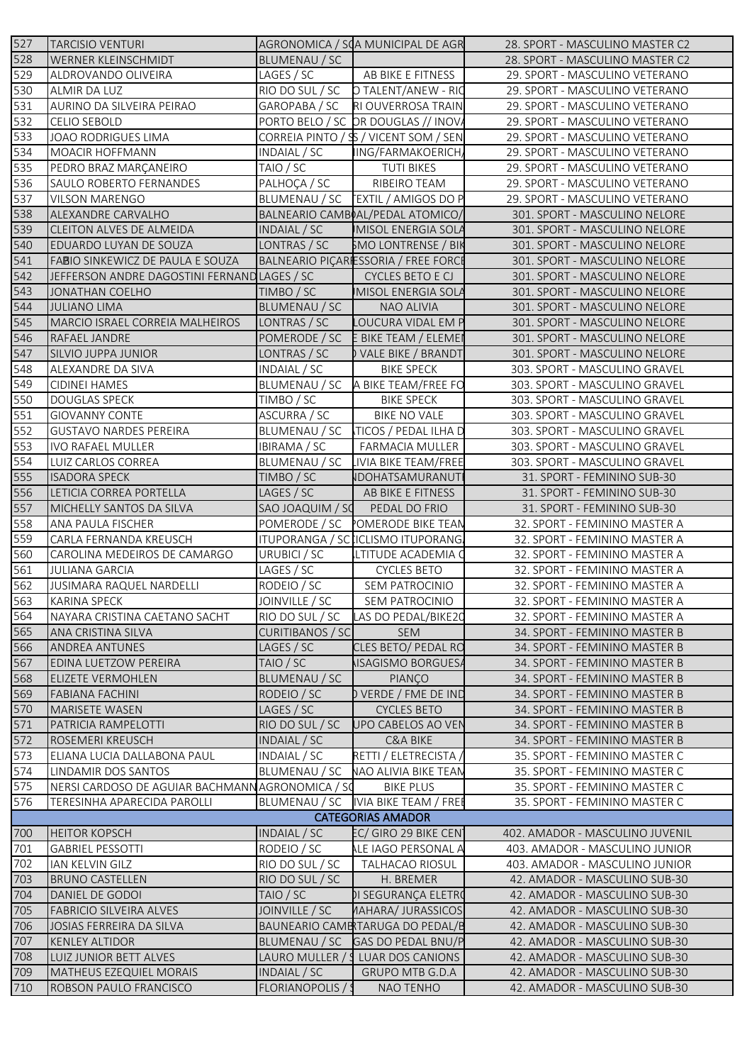| | | | | |
|---|---|---|---|---|
| 527 | TARCISIO VENTURI | AGRONOMICA / SC | A MUNICIPAL DE AGR | 28. SPORT - MASCULINO MASTER C2 |
| 528 | WERNER KLEINSCHMIDT | BLUMENAU / SC | | 28. SPORT - MASCULINO MASTER C2 |
| 529 | ALDROVANDO OLIVEIRA | LAGES / SC | AB BIKE E FITNESS | 29. SPORT - MASCULINO VETERANO |
| 530 | ALMIR DA LUZ | RIO DO SUL / SC | O TALENT/ANEW - RIO | 29. SPORT - MASCULINO VETERANO |
| 531 | AURINO DA SILVEIRA PEIRAO | GAROPABA / SC | RI OUVERROSA TRAIN | 29. SPORT - MASCULINO VETERANO |
| 532 | CELIO SEBOLD | PORTO BELO / SC | OR DOUGLAS // INOVA | 29. SPORT - MASCULINO VETERANO |
| 533 | JOAO RODRIGUES LIMA | CORREIA PINTO / S | S / VICENT SOM / SEN | 29. SPORT - MASCULINO VETERANO |
| 534 | MOACIR HOFFMANN | INDAIAL / SC | ING/FARMAKOERICH/ | 29. SPORT - MASCULINO VETERANO |
| 535 | PEDRO BRAZ MARÇANEIRO | TAIO / SC | TUTI BIKES | 29. SPORT - MASCULINO VETERANO |
| 536 | SAULO ROBERTO FERNANDES | PALHOÇA / SC | RIBEIRO TEAM | 29. SPORT - MASCULINO VETERANO |
| 537 | VILSON MARENGO | BLUMENAU / SC | TEXTIL / AMIGOS DO P | 29. SPORT - MASCULINO VETERANO |
| 538 | ALEXANDRE CARVALHO | BALNEARIO CAMBO | AL/PEDAL ATOMICO/ | 301. SPORT - MASCULINO NELORE |
| 539 | CLEITON ALVES DE ALMEIDA | INDAIAL / SC | MISOL ENERGIA SOLA | 301. SPORT - MASCULINO NELORE |
| 540 | EDUARDO LUYAN DE SOUZA | LONTRAS / SC | SMO LONTRENSE / BIK | 301. SPORT - MASCULINO NELORE |
| 541 | FABIO SINKEWICZ DE PAULA E SOUZA | BALNEARIO PIÇAR | ESSORIA / FREE FORCE | 301. SPORT - MASCULINO NELORE |
| 542 | JEFFERSON ANDRE DAGOSTINI FERNAND | LAGES / SC | CYCLES BETO E CJ | 301. SPORT - MASCULINO NELORE |
| 543 | JONATHAN COELHO | TIMBO / SC | MISOL ENERGIA SOLA | 301. SPORT - MASCULINO NELORE |
| 544 | JULIANO LIMA | BLUMENAU / SC | NAO ALIVIA | 301. SPORT - MASCULINO NELORE |
| 545 | MARCIO ISRAEL CORREIA MALHEIROS | LONTRAS / SC | LOUCURA VIDAL EM P | 301. SPORT - MASCULINO NELORE |
| 546 | RAFAEL JANDRE | POMERODE / SC | E BIKE TEAM / ELEMEI | 301. SPORT - MASCULINO NELORE |
| 547 | SILVIO JUPPA JUNIOR | LONTRAS / SC | VALE BIKE / BRANDT | 301. SPORT - MASCULINO NELORE |
| 548 | ALEXANDRE DA SIVA | INDAIAL / SC | BIKE SPECK | 303. SPORT - MASCULINO GRAVEL |
| 549 | CIDINEI HAMES | BLUMENAU / SC | A BIKE TEAM/FREE FO | 303. SPORT - MASCULINO GRAVEL |
| 550 | DOUGLAS SPECK | TIMBO / SC | BIKE SPECK | 303. SPORT - MASCULINO GRAVEL |
| 551 | GIOVANNY CONTE | ASCURRA / SC | BIKE NO VALE | 303. SPORT - MASCULINO GRAVEL |
| 552 | GUSTAVO NARDES PEREIRA | BLUMENAU / SC | TICOS / PEDAL ILHA D | 303. SPORT - MASCULINO GRAVEL |
| 553 | IVO RAFAEL MULLER | IBIRAMA / SC | FARMACIA MULLER | 303. SPORT - MASCULINO GRAVEL |
| 554 | LUIZ CARLOS CORREA | BLUMENAU / SC | LIVIA BIKE TEAM/FREE | 303. SPORT - MASCULINO GRAVEL |
| 555 | ISADORA SPECK | TIMBO / SC | NDOHATSAMURANUT | 31. SPORT - FEMININO SUB-30 |
| 556 | LETICIA CORREA PORTELLA | LAGES / SC | AB BIKE E FITNESS | 31. SPORT - FEMININO SUB-30 |
| 557 | MICHELLY SANTOS DA SILVA | SAO JOAQUIM / SC | PEDAL DO FRIO | 31. SPORT - FEMININO SUB-30 |
| 558 | ANA PAULA FISCHER | POMERODE / SC | POMERODE BIKE TEAM | 32. SPORT - FEMININO MASTER A |
| 559 | CARLA FERNANDA KREUSCH | ITUPORANGA / SC | CICLISMO ITUPORANG | 32. SPORT - FEMININO MASTER A |
| 560 | CAROLINA MEDEIROS DE CAMARGO | URUBICI / SC | LTITUDE ACADEMIA C | 32. SPORT - FEMININO MASTER A |
| 561 | JULIANA GARCIA | LAGES / SC | CYCLES BETO | 32. SPORT - FEMININO MASTER A |
| 562 | JUSIMARA RAQUEL NARDELLI | RODEIO / SC | SEM PATROCINIO | 32. SPORT - FEMININO MASTER A |
| 563 | KARINA SPECK | JOINVILLE / SC | SEM PATROCINIO | 32. SPORT - FEMININO MASTER A |
| 564 | NAYARA CRISTINA CAETANO SACHT | RIO DO SUL / SC | LAS DO PEDAL/BIKE20 | 32. SPORT - FEMININO MASTER A |
| 565 | ANA CRISTINA SILVA | CURITIBANOS / SC | SEM | 34. SPORT - FEMININO MASTER B |
| 566 | ANDREA ANTUNES | LAGES / SC | CLES BETO/ PEDAL RO | 34. SPORT - FEMININO MASTER B |
| 567 | EDINA LUETZOW PEREIRA | TAIO / SC | ISAGISMO BORGUESA | 34. SPORT - FEMININO MASTER B |
| 568 | ELIZETE VERMOHLEN | BLUMENAU / SC | PIANÇO | 34. SPORT - FEMININO MASTER B |
| 569 | FABIANA FACHINI | RODEIO / SC | VERDE / FME DE IND | 34. SPORT - FEMININO MASTER B |
| 570 | MARISETE WASEN | LAGES / SC | CYCLES BETO | 34. SPORT - FEMININO MASTER B |
| 571 | PATRICIA RAMPELOTTI | RIO DO SUL / SC | UPO CABELOS AO VEN | 34. SPORT - FEMININO MASTER B |
| 572 | ROSEMERI KREUSCH | INDAIAL / SC | C&A BIKE | 34. SPORT - FEMININO MASTER B |
| 573 | ELIANA LUCIA DALLABONA PAUL | INDAIAL / SC | RETTI / ELETRECISTA / | 35. SPORT - FEMININO MASTER C |
| 574 | LINDAMIR DOS SANTOS | BLUMENAU / SC | NAO ALIVIA BIKE TEAM | 35. SPORT - FEMININO MASTER C |
| 575 | NERSI CARDOSO DE AGUIAR BACHMANN | AGRONOMICA / SC | BIKE PLUS | 35. SPORT - FEMININO MASTER C |
| 576 | TERESINHA APARECIDA PAROLLI | BLUMENAU / SC | IVIA BIKE TEAM / FREE | 35. SPORT - FEMININO MASTER C |
| | | | **CATEGORIAS AMADOR** | |
| 700 | HEITOR KOPSCH | INDAIAL / SC | EC/ GIRO 29 BIKE CENT | 402. AMADOR - MASCULINO JUVENIL |
| 701 | GABRIEL PESSOTTI | RODEIO / SC | LE IAGO PERSONAL A | 403. AMADOR - MASCULINO JUNIOR |
| 702 | IAN KELVIN GILZ | RIO DO SUL / SC | TALHACAO RIOSUL | 403. AMADOR - MASCULINO JUNIOR |
| 703 | BRUNO CASTELLEN | RIO DO SUL / SC | H. BREMER | 42. AMADOR - MASCULINO SUB-30 |
| 704 | DANIEL DE GODOI | TAIO / SC | I SEGURANÇA ELETRO | 42. AMADOR - MASCULINO SUB-30 |
| 705 | FABRICIO SILVEIRA ALVES | JOINVILLE / SC | MAHARA/ JURASSICOS | 42. AMADOR - MASCULINO SUB-30 |
| 706 | JOSIAS FERREIRA DA SILVA | BAUNEARIO CAMB | TARUGA DO PEDAL/B | 42. AMADOR - MASCULINO SUB-30 |
| 707 | KENLEY ALTIDOR | BLUMENAU / SC | GAS DO PEDAL BNU/P | 42. AMADOR - MASCULINO SUB-30 |
| 708 | LUIZ JUNIOR BETT ALVES | LAURO MULLER / S | LUAR DOS CANIONS | 42. AMADOR - MASCULINO SUB-30 |
| 709 | MATHEUS EZEQUIEL MORAIS | INDAIAL / SC | GRUPO MTB G.D.A | 42. AMADOR - MASCULINO SUB-30 |
| 710 | ROBSON PAULO FRANCISCO | FLORIANOPOLIS / S | NAO TENHO | 42. AMADOR - MASCULINO SUB-30 |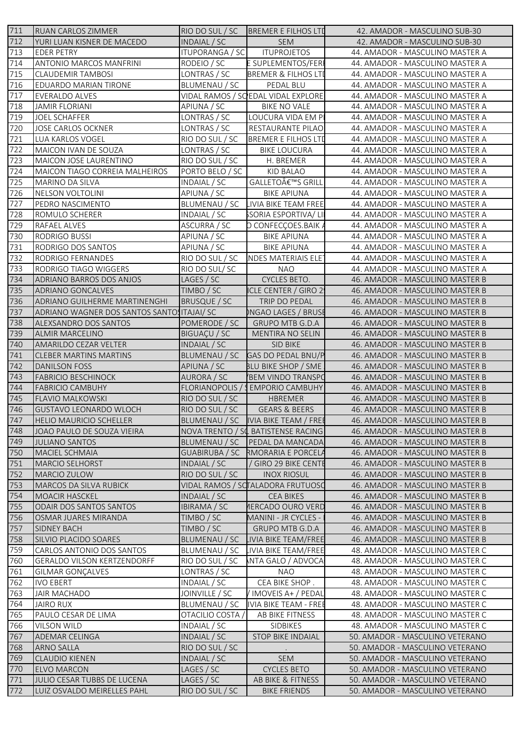| | | | | |
|---|---|---|---|---|
| 711 | RUAN CARLOS ZIMMER | RIO DO SUL / SC | BREMER E FILHOS LTD | 42. AMADOR - MASCULINO SUB-30 |
| 712 | YURI LUAN KISNER DE MACEDO | INDAIAL / SC | SEM | 42. AMADOR - MASCULINO SUB-30 |
| 713 | EDER PETRY | ITUPORANGA / SC | ITUPROJETOS | 44. AMADOR - MASCULINO MASTER A |
| 714 | ANTONIO MARCOS MANFRINI | RODEIO / SC | E SUPLEMENTOS/FERI | 44. AMADOR - MASCULINO MASTER A |
| 715 | CLAUDEMIR TAMBOSI | LONTRAS / SC | BREMER & FILHOS LTD | 44. AMADOR - MASCULINO MASTER A |
| 716 | EDUARDO MARIAN TIRONE | BLUMENAU / SC | PEDAL BLU | 44. AMADOR - MASCULINO MASTER A |
| 717 | EVERALDO ALVES | VIDAL RAMOS / SC | EDAL VIDAL EXPLORE | 44. AMADOR - MASCULINO MASTER A |
| 718 | JAMIR FLORIANI | APIUNA / SC | BIKE NO VALE | 44. AMADOR - MASCULINO MASTER A |
| 719 | JOEL SCHAFFER | LONTRAS / SC | LOUCURA VIDA EM P | 44. AMADOR - MASCULINO MASTER A |
| 720 | JOSE CARLOS OCKNER | LONTRAS / SC | RESTAURANTE PILAO | 44. AMADOR - MASCULINO MASTER A |
| 721 | LUA KARLOS VOGEL | RIO DO SUL / SC | BREMER E FILHOS LTD | 44. AMADOR - MASCULINO MASTER A |
| 722 | MAICON IVAN DE SOUZA | LONTRAS / SC | BIKE LOUCURA | 44. AMADOR - MASCULINO MASTER A |
| 723 | MAICON JOSE LAURENTINO | RIO DO SUL / SC | H. BREMER | 44. AMADOR - MASCULINO MASTER A |
| 724 | MAICON TIAGO CORREIA MALHEIROS | PORTO BELO / SC | KID BALAO | 44. AMADOR - MASCULINO MASTER A |
| 725 | MARINO DA SILVA | INDAIAL / SC | GALLETOâ€™S GRILL | 44. AMADOR - MASCULINO MASTER A |
| 726 | NELSON VOLTOLINI | APIUNA / SC | BIKE APIUNA | 44. AMADOR - MASCULINO MASTER A |
| 727 | PEDRO NASCIMENTO | BLUMENAU / SC | LIVIA BIKE TEAM FREE | 44. AMADOR - MASCULINO MASTER A |
| 728 | ROMULO SCHERER | INDAIAL / SC | SSORIA ESPORTIVA/ LI | 44. AMADOR - MASCULINO MASTER A |
| 729 | RAFAEL ALVES | ASCURRA / SC | O CONFECÇOES.BAIK A | 44. AMADOR - MASCULINO MASTER A |
| 730 | RODRIGO BUSSI | APIUNA / SC | BIKE APIUNA | 44. AMADOR - MASCULINO MASTER A |
| 731 | RODRIGO DOS SANTOS | APIUNA / SC | BIKE APIUNA | 44. AMADOR - MASCULINO MASTER A |
| 732 | RODRIGO FERNANDES | RIO DO SUL / SC | NDES MATERIAIS ELE | 44. AMADOR - MASCULINO MASTER A |
| 733 | RODRIGO TIAGO WIGGERS | RIO DO SUL/ SC | NAO | 44. AMADOR - MASCULINO MASTER A |
| 734 | ADRIANO BARROS DOS ANJOS | LAGES / SC | CYCLES BETO. | 46. AMADOR - MASCULINO MASTER B |
| 735 | ADRIANO GONCALVES | TIMBO / SC | ICLE CENTER / GIRO 2 | 46. AMADOR - MASCULINO MASTER B |
| 736 | ADRIANO GUILHERME MARTINENGHI | BRUSQUE / SC | TRIP DO PEDAL | 46. AMADOR - MASCULINO MASTER B |
| 737 | ADRIANO WAGNER DOS SANTOS SANTOS | ITAJAI/ SC | NGAO LAGES / BRUSE | 46. AMADOR - MASCULINO MASTER B |
| 738 | ALEXSANDRO DOS SANTOS | POMERODE / SC | GRUPO MTB G.D.A | 46. AMADOR - MASCULINO MASTER B |
| 739 | ALMIR MARCELINO | BIGUAÇU / SC | MENTIRA NO SELIN | 46. AMADOR - MASCULINO MASTER B |
| 740 | AMARILDO CEZAR VELTER | INDAIAL / SC | SID BIKE | 46. AMADOR - MASCULINO MASTER B |
| 741 | CLEBER MARTINS MARTINS | BLUMENAU / SC | GAS DO PEDAL BNU/P | 46. AMADOR - MASCULINO MASTER B |
| 742 | DANILSON FOSS | APIUNA / SC | BLU BIKE SHOP / SME | 46. AMADOR - MASCULINO MASTER B |
| 743 | FABRICIO BESCHINOCK | AURORA / SC | BEM VINDO TRANSPO | 46. AMADOR - MASCULINO MASTER B |
| 744 | FABRICIO CAMBUHY | FLORIANOPOLIS / S | EMPORIO CAMBUHY | 46. AMADOR - MASCULINO MASTER B |
| 745 | FLAVIO MALKOWSKI | RIO DO SUL / SC | HBREMER | 46. AMADOR - MASCULINO MASTER B |
| 746 | GUSTAVO LEONARDO WLOCH | RIO DO SUL / SC | GEARS & BEERS | 46. AMADOR - MASCULINO MASTER B |
| 747 | HELIO MAURICIO SCHELLER | BLUMENAU / SC | IVIA BIKE TEAM / FREE | 46. AMADOR - MASCULINO MASTER B |
| 748 | JOAO PAULO DE SOUZA VIEIRA | NOVA TRENTO / SC | BATISTENSE RACING | 46. AMADOR - MASCULINO MASTER B |
| 749 | JULIANO SANTOS | BLUMENAU / SC | PEDAL DA MANCADA | 46. AMADOR - MASCULINO MASTER B |
| 750 | MACIEL SCHMAIA | GUABIRUBA / SC | RMORARIA E PORCELA | 46. AMADOR - MASCULINO MASTER B |
| 751 | MARCIO SELHORST | INDAIAL / SC | / GIRO 29 BIKE CENTE | 46. AMADOR - MASCULINO MASTER B |
| 752 | MARCIO ZULOW | RIO DO SUL / SC | INOX RIOSUL | 46. AMADOR - MASCULINO MASTER B |
| 753 | MARCOS DA SILVA RUBICK | VIDAL RAMOS / SC | TALADORA FRUTUOSO | 46. AMADOR - MASCULINO MASTER B |
| 754 | MOACIR HASCKEL | INDAIAL / SC | CEA BIKES | 46. AMADOR - MASCULINO MASTER B |
| 755 | ODAIR DOS SANTOS SANTOS | IBIRAMA / SC | MERCADO OURO VERD | 46. AMADOR - MASCULINO MASTER B |
| 756 | OSMAR JUARES MIRANDA | TIMBO / SC | MANINI - JR CYCLES - | 46. AMADOR - MASCULINO MASTER B |
| 757 | SIDNEY BACH | TIMBO / SC | GRUPO MTB G.D.A | 46. AMADOR - MASCULINO MASTER B |
| 758 | SILVIO PLACIDO SOARES | BLUMENAU / SC | LIVIA BIKE TEAM/FREE | 46. AMADOR - MASCULINO MASTER B |
| 759 | CARLOS ANTONIO DOS SANTOS | BLUMENAU / SC | LIVIA BIKE TEAM/FREE | 48. AMADOR - MASCULINO MASTER C |
| 760 | GERALDO VILSON KERTZENDORFF | RIO DO SUL / SC | ANTA GALO / ADVOCA | 48. AMADOR - MASCULINO MASTER C |
| 761 | GILMAR GONÇALVES | LONTRAS / SC | NAO | 48. AMADOR - MASCULINO MASTER C |
| 762 | IVO EBERT | INDAIAL / SC | CEA BIKE SHOP . | 48. AMADOR - MASCULINO MASTER C |
| 763 | JAIR MACHADO | JOINVILLE / SC | / IMOVEIS A+ / PEDAL | 48. AMADOR - MASCULINO MASTER C |
| 764 | JAIRO RUX | BLUMENAU / SC | IVIA BIKE TEAM - FREE | 48. AMADOR - MASCULINO MASTER C |
| 765 | PAULO CESAR DE LIMA | OTACILIO COSTA / | AB BIKE FITNESS | 48. AMADOR - MASCULINO MASTER C |
| 766 | VILSON WILD | INDAIAL / SC | SIDBIKES | 48. AMADOR - MASCULINO MASTER C |
| 767 | ADEMAR CELINGA | INDAIAL / SC | STOP BIKE INDAIAL | 50. AMADOR - MASCULINO VETERANO |
| 768 | ARNO SALLA | RIO DO SUL / SC | . | 50. AMADOR - MASCULINO VETERANO |
| 769 | CLAUDIO KIENEN | INDAIAL / SC | SEM | 50. AMADOR - MASCULINO VETERANO |
| 770 | ELVO MARCON | LAGES / SC | CYCLES BETO | 50. AMADOR - MASCULINO VETERANO |
| 771 | JULIO CESAR TUBBS DE LUCENA | LAGES / SC | AB BIKE & FITNESS | 50. AMADOR - MASCULINO VETERANO |
| 772 | LUIZ OSVALDO MEIRELLES PAHL | RIO DO SUL / SC | BIKE FRIENDS | 50. AMADOR - MASCULINO VETERANO |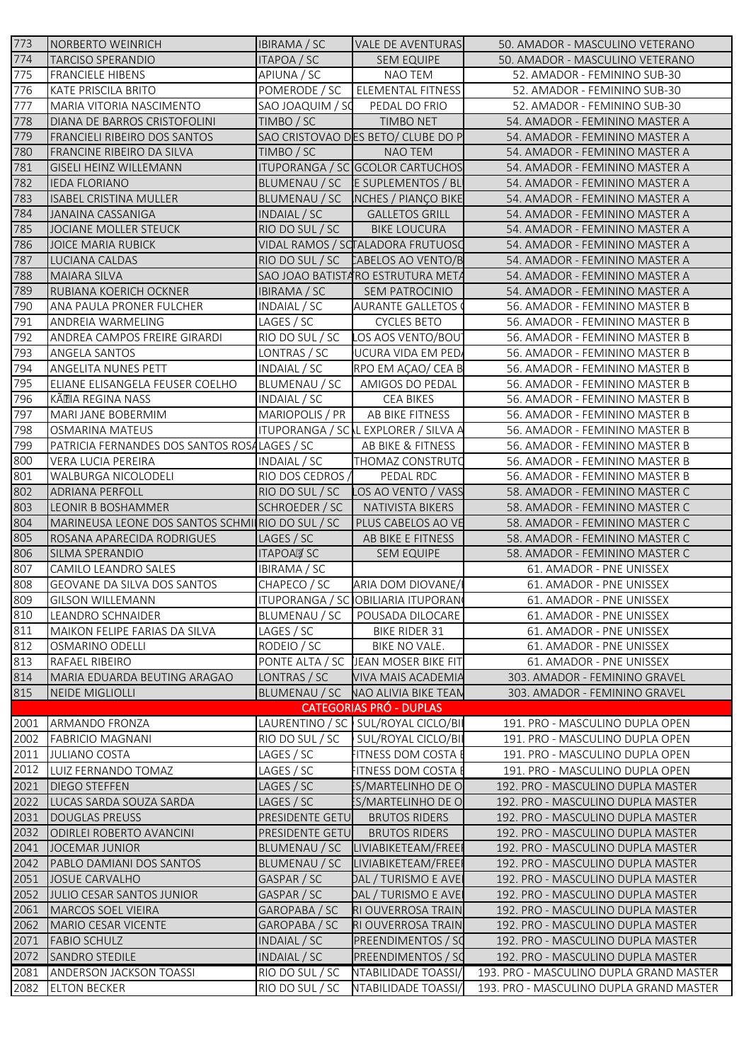| 773 | NORBERTO WEINRICH | IBIRAMA / SC | VALE DE AVENTURAS | 50. AMADOR - MASCULINO VETERANO |
|---|---|---|---|---|
| 774 | TARCISO SPERANDIO | ITAPOA / SC | SEM EQUIPE | 50. AMADOR - MASCULINO VETERANO |
| 775 | FRANCIELE HIBENS | APIUNA / SC | NAO TEM | 52. AMADOR - FEMININO SUB-30 |
| 776 | KATE PRISCILA BRITO | POMERODE / SC | ELEMENTAL FITNESS | 52. AMADOR - FEMININO SUB-30 |
| 777 | MARIA VITORIA NASCIMENTO | SAO JOAQUIM / SC | PEDAL DO FRIO | 52. AMADOR - FEMININO SUB-30 |
| 778 | DIANA DE BARROS CRISTOFOLINI | TIMBO / SC | TIMBO NET | 54. AMADOR - FEMININO MASTER A |
| 779 | FRANCIELI RIBEIRO DOS SANTOS | SAO CRISTOVAO D | ES BETO/ CLUBE DO P | 54. AMADOR - FEMININO MASTER A |
| 780 | FRANCINE RIBEIRO DA SILVA | TIMBO / SC | NAO TEM | 54. AMADOR - FEMININO MASTER A |
| 781 | GISELI HEINZ WILLEMANN | ITUPORANGA / SC | GCOLOR CARTUCHOS | 54. AMADOR - FEMININO MASTER A |
| 782 | IEDA FLORIANO | BLUMENAU / SC | E SUPLEMENTOS / BL | 54. AMADOR - FEMININO MASTER A |
| 783 | ISABEL CRISTINA MULLER | BLUMENAU / SC | NCHES / PIANÇO BIKE | 54. AMADOR - FEMININO MASTER A |
| 784 | JANAINA CASSANIGA | INDAIAL / SC | GALLETOS GRILL | 54. AMADOR - FEMININO MASTER A |
| 785 | JOCIANE MOLLER STEUCK | RIO DO SUL / SC | BIKE LOUCURA | 54. AMADOR - FEMININO MASTER A |
| 786 | JOICE MARIA RUBICK | VIDAL RAMOS / SC | TALADORA FRUTUOSO | 54. AMADOR - FEMININO MASTER A |
| 787 | LUCIANA CALDAS | RIO DO SUL / SC | CABELOS AO VENTO/B | 54. AMADOR - FEMININO MASTER A |
| 788 | MAIARA SILVA | SAO JOAO BATISTA | RO ESTRUTURA METÁ | 54. AMADOR - FEMININO MASTER A |
| 789 | RUBIANA KOERICH OCKNER | IBIRAMA / SC | SEM PATROCINIO | 54. AMADOR - FEMININO MASTER A |
| 790 | ANA PAULA PRONER FULCHER | INDAIAL / SC | AURANTE GALLETOS | 56. AMADOR - FEMININO MASTER B |
| 791 | ANDREIA WARMELING | LAGES / SC | CYCLES BETO | 56. AMADOR - FEMININO MASTER B |
| 792 | ANDREA CAMPOS FREIRE GIRARDI | RIO DO SUL / SC | OS AOS VENTO/BOU | 56. AMADOR - FEMININO MASTER B |
| 793 | ANGELA SANTOS | LONTRAS / SC | UCURA VIDA EM PED | 56. AMADOR - FEMININO MASTER B |
| 794 | ANGELITA NUNES PETT | INDAIAL / SC | RPO EM AÇAO/ CEA B | 56. AMADOR - FEMININO MASTER B |
| 795 | ELIANE ELISANGELA FEUSER COELHO | BLUMENAU / SC | AMIGOS DO PEDAL | 56. AMADOR - FEMININO MASTER B |
| 796 | KÃ�IA REGINA NASS | INDAIAL / SC | CEA BIKES | 56. AMADOR - FEMININO MASTER B |
| 797 | MARI JANE BOBERMIM | MARIOPOLIS / PR | AB BIKE FITNESS | 56. AMADOR - FEMININO MASTER B |
| 798 | OSMARINA MATEUS | ITUPORANGA / SC | L EXPLORER / SILVA A | 56. AMADOR - FEMININO MASTER B |
| 799 | PATRICIA FERNANDES DOS SANTOS ROSA | LAGES / SC | AB BIKE & FITNESS | 56. AMADOR - FEMININO MASTER B |
| 800 | VERA LUCIA PEREIRA | INDAIAL / SC | THOMAZ CONSTRUTO | 56. AMADOR - FEMININO MASTER B |
| 801 | WALBURGA NICOLODELI | RIO DOS CEDROS / | PEDAL RDC | 56. AMADOR - FEMININO MASTER B |
| 802 | ADRIANA PERFOLL | RIO DO SUL / SC | OS AO VENTO / VASS | 58. AMADOR - FEMININO MASTER C |
| 803 | LEONIR B BOSHAMMER | SCHROEDER / SC | NATIVISTA BIKERS | 58. AMADOR - FEMININO MASTER C |
| 804 | MARINEUSA LEONE DOS SANTOS SCHMI | RIO DO SUL / SC | PLUS CABELOS AO VE | 58. AMADOR - FEMININO MASTER C |
| 805 | ROSANA APARECIDA RODRIGUES | LAGES / SC | AB BIKE E FITNESS | 58. AMADOR - FEMININO MASTER C |
| 806 | SILMA SPERANDIO | ITAPOA� SC | SEM EQUIPE | 58. AMADOR - FEMININO MASTER C |
| 807 | CAMILO LEANDRO SALES | IBIRAMA / SC | | 61. AMADOR - PNE UNISSEX |
| 808 | GEOVANE DA SILVA DOS SANTOS | CHAPECO / SC | ARIA DOM DIOVANE/ | 61. AMADOR - PNE UNISSEX |
| 809 | GILSON WILLEMANN | ITUPORANGA / SC | OBILIARIA ITUPORAN | 61. AMADOR - PNE UNISSEX |
| 810 | LEANDRO SCHNAIDER | BLUMENAU / SC | POUSADA DILOCARE | 61. AMADOR - PNE UNISSEX |
| 811 | MAIKON FELIPE FARIAS DA SILVA | LAGES / SC | BIKE RIDER 31 | 61. AMADOR - PNE UNISSEX |
| 812 | OSMARINO ODELLI | RODEIO / SC | BIKE NO VALE. | 61. AMADOR - PNE UNISSEX |
| 813 | RAFAEL RIBEIRO | PONTE ALTA / SC | JEAN MOSER BIKE FIT | 61. AMADOR - PNE UNISSEX |
| 814 | MARIA EDUARDA BEUTING ARAGAO | LONTRAS / SC | VIVA MAIS ACADEMIA | 303. AMADOR - FEMININO GRAVEL |
| 815 | NEIDE MIGLIOLLI | BLUMENAU / SC | NAO ALIVIA BIKE TEAM | 303. AMADOR - FEMININO GRAVEL |
| | | | **CATEGORIAS PRÓ - DUPLAS** | |
| 2001 | ARMANDO FRONZA | LAURENTINO / SC | SUL/ROYAL CICLO/BI | 191. PRO - MASCULINO DUPLA OPEN |
| 2002 | FABRICIO MAGNANI | RIO DO SUL / SC | SUL/ROYAL CICLO/BI | 191. PRO - MASCULINO DUPLA OPEN |
| 2011 | JULIANO COSTA | LAGES / SC | FITNESS DOM COSTA | 191. PRO - MASCULINO DUPLA OPEN |
| 2012 | LUIZ FERNANDO TOMAZ | LAGES / SC | FITNESS DOM COSTA | 191. PRO - MASCULINO DUPLA OPEN |
| 2021 | DIEGO STEFFEN | LAGES / SC | S/MARTELINHO DE O | 192. PRO - MASCULINO DUPLA MASTER |
| 2022 | LUCAS SARDA SOUZA SARDA | LAGES / SC | S/MARTELINHO DE O | 192. PRO - MASCULINO DUPLA MASTER |
| 2031 | DOUGLAS PREUSS | PRESIDENTE GETU | BRUTOS RIDERS | 192. PRO - MASCULINO DUPLA MASTER |
| 2032 | ODIRLEI ROBERTO AVANCINI | PRESIDENTE GETU | BRUTOS RIDERS | 192. PRO - MASCULINO DUPLA MASTER |
| 2041 | JOCEMAR JUNIOR | BLUMENAU / SC | LIVIABIKETEAM/FREE | 192. PRO - MASCULINO DUPLA MASTER |
| 2042 | PABLO DAMIANI DOS SANTOS | BLUMENAU / SC | LIVIABIKETEAM/FREE | 192. PRO - MASCULINO DUPLA MASTER |
| 2051 | JOSUE CARVALHO | GASPAR / SC | DAL / TURISMO E AVE | 192. PRO - MASCULINO DUPLA MASTER |
| 2052 | JULIO CESAR SANTOS JUNIOR | GASPAR / SC | DAL / TURISMO E AVE | 192. PRO - MASCULINO DUPLA MASTER |
| 2061 | MARCOS SOEL VIEIRA | GAROPABA / SC | RI OUVERROSA TRAIN | 192. PRO - MASCULINO DUPLA MASTER |
| 2062 | MARIO CESAR VICENTE | GAROPABA / SC | RI OUVERROSA TRAIN | 192. PRO - MASCULINO DUPLA MASTER |
| 2071 | FABIO SCHULZ | INDAIAL / SC | PREENDIMENTOS / SC | 192. PRO - MASCULINO DUPLA MASTER |
| 2072 | SANDRO STEDILE | INDAIAL / SC | PREENDIMENTOS / SC | 192. PRO - MASCULINO DUPLA MASTER |
| 2081 | ANDERSON JACKSON TOASSI | RIO DO SUL / SC | NTABILIDADE TOASSI/ | 193. PRO - MASCULINO DUPLA GRAND MASTER |
| 2082 | ELTON BECKER | RIO DO SUL / SC | NTABILIDADE TOASSI/ | 193. PRO - MASCULINO DUPLA GRAND MASTER |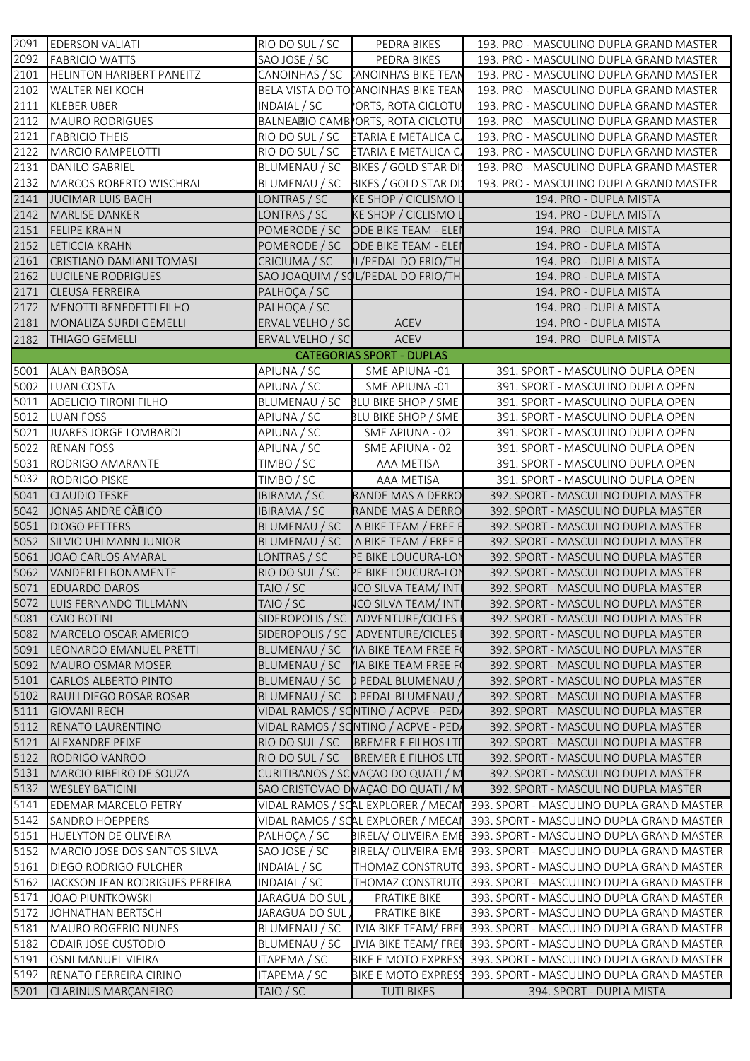| | | | | |
|---|---|---|---|---|
| 2091 | EDERSON VALIATI | RIO DO SUL / SC | PEDRA BIKES | 193. PRO - MASCULINO DUPLA GRAND MASTER |
| 2092 | FABRICIO WATTS | SAO JOSE / SC | PEDRA BIKES | 193. PRO - MASCULINO DUPLA GRAND MASTER |
| 2101 | HELINTON HARIBERT PANEITZ | CANOINHAS / SC | CANOINHAS BIKE TEAN | 193. PRO - MASCULINO DUPLA GRAND MASTER |
| 2102 | WALTER NEI KOCH | BELA VISTA DO TO | CANOINHAS BIKE TEAN | 193. PRO - MASCULINO DUPLA GRAND MASTER |
| 2111 | KLEBER UBER | INDAIAL / SC | PORTS, ROTA CICLOTU | 193. PRO - MASCULINO DUPLA GRAND MASTER |
| 2112 | MAURO RODRIGUES | BALNEARIO CAMB | PORTS, ROTA CICLOTU | 193. PRO - MASCULINO DUPLA GRAND MASTER |
| 2121 | FABRICIO THEIS | RIO DO SUL / SC | ETARIA E METALICA C | 193. PRO - MASCULINO DUPLA GRAND MASTER |
| 2122 | MARCIO RAMPELOTTI | RIO DO SUL / SC | ETARIA E METALICA C | 193. PRO - MASCULINO DUPLA GRAND MASTER |
| 2131 | DANILO GABRIEL | BLUMENAU / SC | BIKES / GOLD STAR DI | 193. PRO - MASCULINO DUPLA GRAND MASTER |
| 2132 | MARCOS ROBERTO WISCHRAL | BLUMENAU / SC | BIKES / GOLD STAR DI | 193. PRO - MASCULINO DUPLA GRAND MASTER |
| 2141 | JUCIMAR LUIS BACH | LONTRAS / SC | KE SHOP / CICLISMO L | 194. PRO - DUPLA MISTA |
| 2142 | MARLISE DANKER | LONTRAS / SC | KE SHOP / CICLISMO L | 194. PRO - DUPLA MISTA |
| 2151 | FELIPE KRAHN | POMERODE / SC | ODE BIKE TEAM - ELEN | 194. PRO - DUPLA MISTA |
| 2152 | LETICCIA KRAHN | POMERODE / SC | ODE BIKE TEAM - ELEN | 194. PRO - DUPLA MISTA |
| 2161 | CRISTIANO DAMIANI TOMASI | CRICIUMA / SC | JL/PEDAL DO FRIO/TH | 194. PRO - DUPLA MISTA |
| 2162 | LUCILENE RODRIGUES | SAO JOAQUIM / SC | JL/PEDAL DO FRIO/TH | 194. PRO - DUPLA MISTA |
| 2171 | CLEUSA FERREIRA | PALHOÇA / SC | | 194. PRO - DUPLA MISTA |
| 2172 | MENOTTI BENEDETTI FILHO | PALHOÇA / SC | | 194. PRO - DUPLA MISTA |
| 2181 | MONALIZA SURDI GEMELLI | ERVAL VELHO / SC | ACEV | 194. PRO - DUPLA MISTA |
| 2182 | THIAGO GEMELLI | ERVAL VELHO / SC | ACEV | 194. PRO - DUPLA MISTA |
| | | | **CATEGORIAS SPORT - DUPLAS** | |
| 5001 | ALAN BARBOSA | APIUNA / SC | SME APIUNA -01 | 391. SPORT - MASCULINO DUPLA OPEN |
| 5002 | LUAN COSTA | APIUNA / SC | SME APIUNA -01 | 391. SPORT - MASCULINO DUPLA OPEN |
| 5011 | ADELICIO TIRONI FILHO | BLUMENAU / SC | BLU BIKE SHOP / SME | 391. SPORT - MASCULINO DUPLA OPEN |
| 5012 | LUAN FOSS | APIUNA / SC | BLU BIKE SHOP / SME | 391. SPORT - MASCULINO DUPLA OPEN |
| 5021 | JUARES JORGE LOMBARDI | APIUNA / SC | SME APIUNA - 02 | 391. SPORT - MASCULINO DUPLA OPEN |
| 5022 | RENAN FOSS | APIUNA / SC | SME APIUNA - 02 | 391. SPORT - MASCULINO DUPLA OPEN |
| 5031 | RODRIGO AMARANTE | TIMBO / SC | AAA METISA | 391. SPORT - MASCULINO DUPLA OPEN |
| 5032 | RODRIGO PISKE | TIMBO / SC | AAA METISA | 391. SPORT - MASCULINO DUPLA OPEN |
| 5041 | CLAUDIO TESKE | IBIRAMA / SC | RANDE MAS A DERRO | 392. SPORT - MASCULINO DUPLA MASTER |
| 5042 | JONAS ANDRE CÃRICO | IBIRAMA / SC | RANDE MAS A DERRO | 392. SPORT - MASCULINO DUPLA MASTER |
| 5051 | DIOGO PETTERS | BLUMENAU / SC | A BIKE TEAM / FREE F | 392. SPORT - MASCULINO DUPLA MASTER |
| 5052 | SILVIO UHLMANN JUNIOR | BLUMENAU / SC | A BIKE TEAM / FREE F | 392. SPORT - MASCULINO DUPLA MASTER |
| 5061 | JOAO CARLOS AMARAL | LONTRAS / SC | PE BIKE LOUCURA-LON | 392. SPORT - MASCULINO DUPLA MASTER |
| 5062 | VANDERLEI BONAMENTE | RIO DO SUL / SC | PE BIKE LOUCURA-LON | 392. SPORT - MASCULINO DUPLA MASTER |
| 5071 | EDUARDO DAROS | TAIO / SC | NCO SILVA TEAM/ INT | 392. SPORT - MASCULINO DUPLA MASTER |
| 5072 | LUIS FERNANDO TILLMANN | TAIO / SC | NCO SILVA TEAM/ INT | 392. SPORT - MASCULINO DUPLA MASTER |
| 5081 | CAIO BOTINI | SIDEROPOLIS / SC | ADVENTURE/CICLES | 392. SPORT - MASCULINO DUPLA MASTER |
| 5082 | MARCELO OSCAR AMERICO | SIDEROPOLIS / SC | ADVENTURE/CICLES | 392. SPORT - MASCULINO DUPLA MASTER |
| 5091 | LEONARDO EMANUEL PRETTI | BLUMENAU / SC | IA BIKE TEAM FREE F | 392. SPORT - MASCULINO DUPLA MASTER |
| 5092 | MAURO OSMAR MOSER | BLUMENAU / SC | IA BIKE TEAM FREE F | 392. SPORT - MASCULINO DUPLA MASTER |
| 5101 | CARLOS ALBERTO PINTO | BLUMENAU / SC | PEDAL BLUMENAU / | 392. SPORT - MASCULINO DUPLA MASTER |
| 5102 | RAULI DIEGO ROSAR ROSAR | BLUMENAU / SC | PEDAL BLUMENAU / | 392. SPORT - MASCULINO DUPLA MASTER |
| 5111 | GIOVANI RECH | VIDAL RAMOS / SC | NTINO / ACPVE - PED | 392. SPORT - MASCULINO DUPLA MASTER |
| 5112 | RENATO LAURENTINO | VIDAL RAMOS / SC | NTINO / ACPVE - PED | 392. SPORT - MASCULINO DUPLA MASTER |
| 5121 | ALEXANDRE PEIXE | RIO DO SUL / SC | BREMER E FILHOS LTD | 392. SPORT - MASCULINO DUPLA MASTER |
| 5122 | RODRIGO VANROO | RIO DO SUL / SC | BREMER E FILHOS LTD | 392. SPORT - MASCULINO DUPLA MASTER |
| 5131 | MARCIO RIBEIRO DE SOUZA | CURITIBANOS / SC | VAÇAO DO QUATI / M | 392. SPORT - MASCULINO DUPLA MASTER |
| 5132 | WESLEY BATICINI | SAO CRISTOVAO D | VAÇAO DO QUATI / M | 392. SPORT - MASCULINO DUPLA MASTER |
| 5141 | EDEMAR MARCELO PETRY | VIDAL RAMOS / SC | AL EXPLORER / MECAN | 393. SPORT - MASCULINO DUPLA GRAND MASTER |
| 5142 | SANDRO HOEPPERS | VIDAL RAMOS / SC | AL EXPLORER / MECAN | 393. SPORT - MASCULINO DUPLA GRAND MASTER |
| 5151 | HUELYTON DE OLIVEIRA | PALHOÇA / SC | BIRELA/ OLIVEIRA EME | 393. SPORT - MASCULINO DUPLA GRAND MASTER |
| 5152 | MARCIO JOSE DOS SANTOS SILVA | SAO JOSE / SC | BIRELA/ OLIVEIRA EME | 393. SPORT - MASCULINO DUPLA GRAND MASTER |
| 5161 | DIEGO RODRIGO FULCHER | INDAIAL / SC | THOMAZ CONSTRUTO | 393. SPORT - MASCULINO DUPLA GRAND MASTER |
| 5162 | JACKSON JEAN RODRIGUES PEREIRA | INDAIAL / SC | THOMAZ CONSTRUTO | 393. SPORT - MASCULINO DUPLA GRAND MASTER |
| 5171 | JOAO PIUNTKOWSKI | JARAGUA DO SUL | PRATIKE BIKE | 393. SPORT - MASCULINO DUPLA GRAND MASTER |
| 5172 | JOHNATHAN BERTSCH | JARAGUA DO SUL | PRATIKE BIKE | 393. SPORT - MASCULINO DUPLA GRAND MASTER |
| 5181 | MAURO ROGERIO NUNES | BLUMENAU / SC | LIVIA BIKE TEAM/ FREE | 393. SPORT - MASCULINO DUPLA GRAND MASTER |
| 5182 | ODAIR JOSE CUSTODIO | BLUMENAU / SC | LIVIA BIKE TEAM/ FREE | 393. SPORT - MASCULINO DUPLA GRAND MASTER |
| 5191 | OSNI MANUEL VIEIRA | ITAPEMA / SC | BIKE E MOTO EXPRESS | 393. SPORT - MASCULINO DUPLA GRAND MASTER |
| 5192 | RENATO FERREIRA CIRINO | ITAPEMA / SC | BIKE E MOTO EXPRESS | 393. SPORT - MASCULINO DUPLA GRAND MASTER |
| 5201 | CLARINUS MARÇANEIRO | TAIO / SC | TUTI BIKES | 394. SPORT - DUPLA MISTA |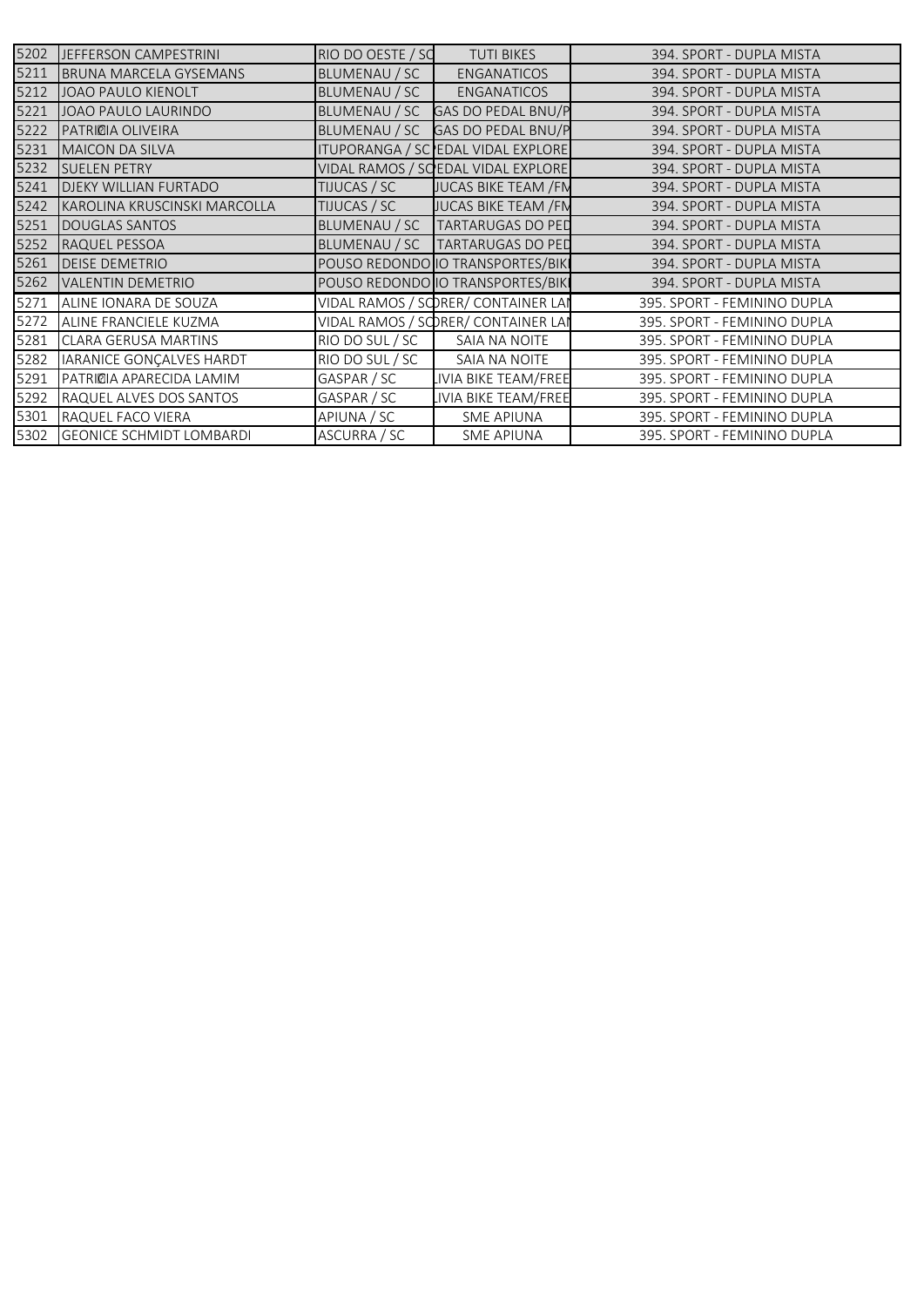| | | | | |
|---|---|---|---|---|
| 5202 | JEFFERSON CAMPESTRINI | RIO DO OESTE / SC | TUTI BIKES | 394. SPORT - DUPLA MISTA |
| 5211 | BRUNA MARCELA GYSEMANS | BLUMENAU / SC | ENGANATICOS | 394. SPORT - DUPLA MISTA |
| 5212 | JOAO PAULO KIENOLT | BLUMENAU / SC | ENGANATICOS | 394. SPORT - DUPLA MISTA |
| 5221 | JOAO PAULO LAURINDO | BLUMENAU / SC | GAS DO PEDAL BNU/P | 394. SPORT - DUPLA MISTA |
| 5222 | PATRI�IA OLIVEIRA | BLUMENAU / SC | GAS DO PEDAL BNU/P | 394. SPORT - DUPLA MISTA |
| 5231 | MAICON DA SILVA | ITUPORANGA / SC | EDAL VIDAL EXPLORE | 394. SPORT - DUPLA MISTA |
| 5232 | SUELEN PETRY | VIDAL RAMOS / SC | EDAL VIDAL EXPLORE | 394. SPORT - DUPLA MISTA |
| 5241 | DJEKY WILLIAN FURTADO | TIJUCAS / SC | JUCAS BIKE TEAM /FM | 394. SPORT - DUPLA MISTA |
| 5242 | KAROLINA KRUSCINSKI MARCOLLA | TIJUCAS / SC | JUCAS BIKE TEAM /FM | 394. SPORT - DUPLA MISTA |
| 5251 | DOUGLAS SANTOS | BLUMENAU / SC | TARTARUGAS DO PED | 394. SPORT - DUPLA MISTA |
| 5252 | RAQUEL PESSOA | BLUMENAU / SC | TARTARUGAS DO PED | 394. SPORT - DUPLA MISTA |
| 5261 | DEISE DEMETRIO | POUSO REDONDO | IO TRANSPORTES/BIK | 394. SPORT - DUPLA MISTA |
| 5262 | VALENTIN DEMETRIO | POUSO REDONDO | IO TRANSPORTES/BIK | 394. SPORT - DUPLA MISTA |
| 5271 | ALINE IONARA DE SOUZA | VIDAL RAMOS / SC | DRER/ CONTAINER LA | 395. SPORT - FEMININO DUPLA |
| 5272 | ALINE FRANCIELE KUZMA | VIDAL RAMOS / SC | DRER/ CONTAINER LA | 395. SPORT - FEMININO DUPLA |
| 5281 | CLARA GERUSA MARTINS | RIO DO SUL / SC | SAIA NA NOITE | 395. SPORT - FEMININO DUPLA |
| 5282 | IARANICE GONÇALVES HARDT | RIO DO SUL / SC | SAIA NA NOITE | 395. SPORT - FEMININO DUPLA |
| 5291 | PATRI�IA APARECIDA LAMIM | GASPAR / SC | IVIA BIKE TEAM/FREE | 395. SPORT - FEMININO DUPLA |
| 5292 | RAQUEL ALVES DOS SANTOS | GASPAR / SC | IVIA BIKE TEAM/FREE | 395. SPORT - FEMININO DUPLA |
| 5301 | RAQUEL FACO VIERA | APIUNA / SC | SME APIUNA | 395. SPORT - FEMININO DUPLA |
| 5302 | GEONICE SCHMIDT LOMBARDI | ASCURRA / SC | SME APIUNA | 395. SPORT - FEMININO DUPLA |